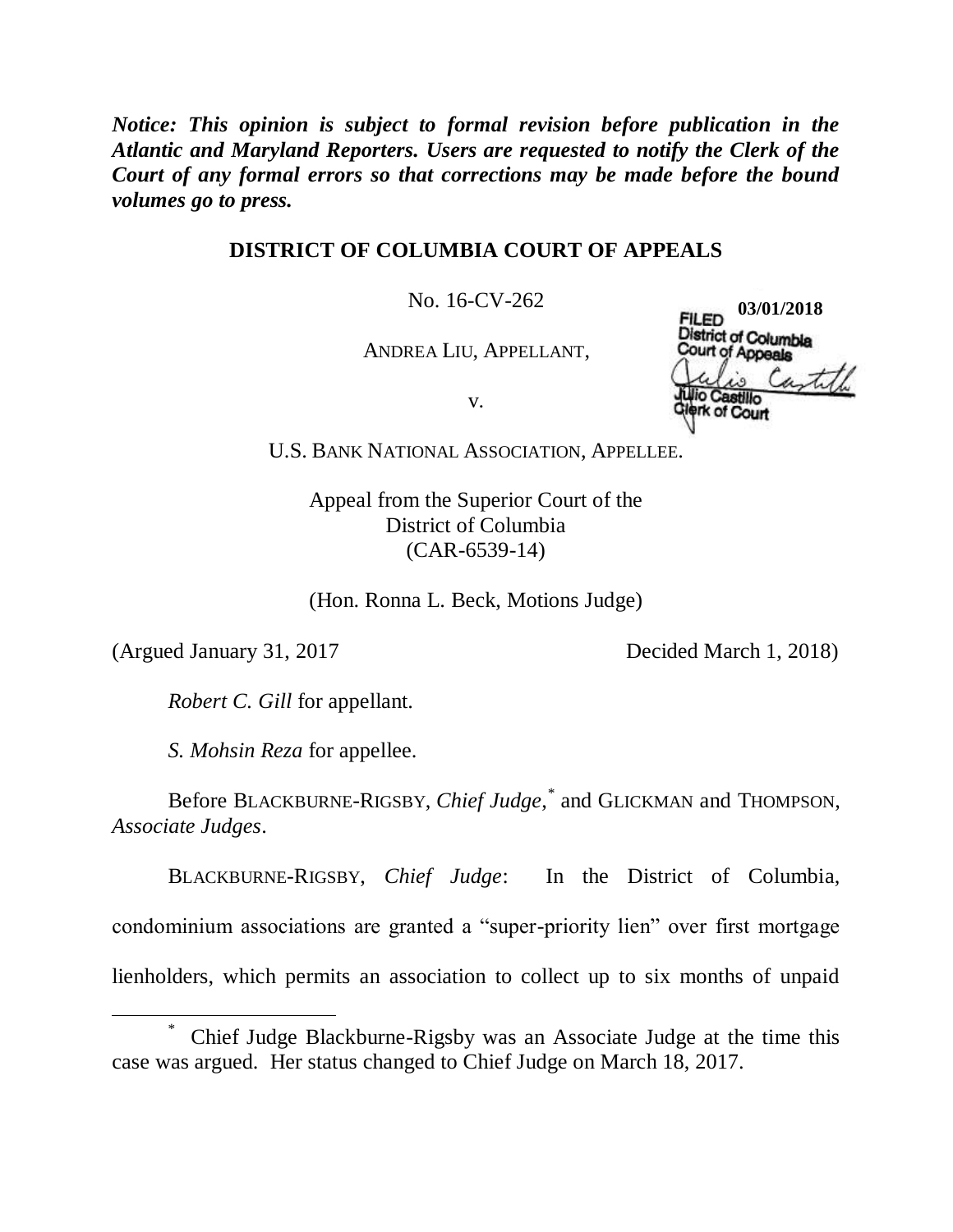***Notice: This opinion is subject to formal revision before publication in the Atlantic and Maryland Reporters. Users are requested to notify the Clerk of the Court of any formal errors so that corrections may be made before the bound volumes go to press.***

**DISTRICT OF COLUMBIA COURT OF APPEALS**

No. 16-CV-262

**03/01/2018**
FILED
District of Columbia
Court of Appeals
Julio Castillo
Clerk of Court

ANDREA LIU, APPELLANT,

v.

U.S. BANK NATIONAL ASSOCIATION, APPELLEE.

Appeal from the Superior Court of the
District of Columbia
(CAR-6539-14)

(Hon. Ronna L. Beck, Motions Judge)

(Argued January 31, 2017 Decided March 1, 2018)

*Robert C. Gill* for appellant.

*S. Mohsin Reza* for appellee.

Before BLACKBURNE-RIGSBY, *Chief Judge*,[*] and GLICKMAN and THOMPSON, *Associate Judges*.

BLACKBURNE-RIGSBY, *Chief Judge*: In the District of Columbia, condominium associations are granted a "super-priority lien" over first mortgage lienholders, which permits an association to collect up to six months of unpaid

[*] Chief Judge Blackburne-Rigsby was an Associate Judge at the time this case was argued. Her status changed to Chief Judge on March 18, 2017.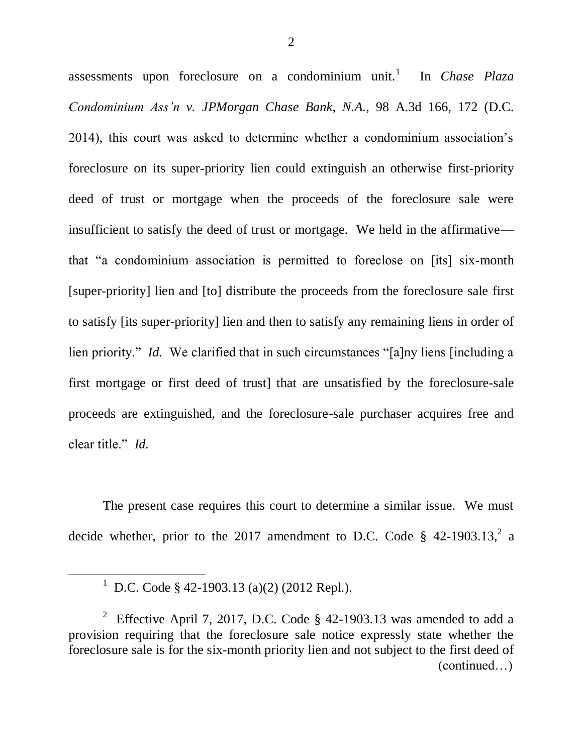assessments upon foreclosure on a condominium unit.[1] In *Chase Plaza Condominium Ass'n v. JPMorgan Chase Bank, N.A.*, 98 A.3d 166, 172 (D.C. 2014), this court was asked to determine whether a condominium association's foreclosure on its super-priority lien could extinguish an otherwise first-priority deed of trust or mortgage when the proceeds of the foreclosure sale were insufficient to satisfy the deed of trust or mortgage. We held in the affirmative—that "a condominium association is permitted to foreclose on [its] six-month [super-priority] lien and [to] distribute the proceeds from the foreclosure sale first to satisfy [its super-priority] lien and then to satisfy any remaining liens in order of lien priority." *Id.* We clarified that in such circumstances "[a]ny liens [including a first mortgage or first deed of trust] that are unsatisfied by the foreclosure-sale proceeds are extinguished, and the foreclosure-sale purchaser acquires free and clear title." *Id.*

The present case requires this court to determine a similar issue. We must decide whether, prior to the 2017 amendment to D.C. Code § 42-1903.13,[2] a

---

[1] D.C. Code § 42-1903.13 (a)(2) (2012 Repl.).

[2] Effective April 7, 2017, D.C. Code § 42-1903.13 was amended to add a provision requiring that the foreclosure sale notice expressly state whether the foreclosure sale is for the six-month priority lien and not subject to the first deed of (continued…)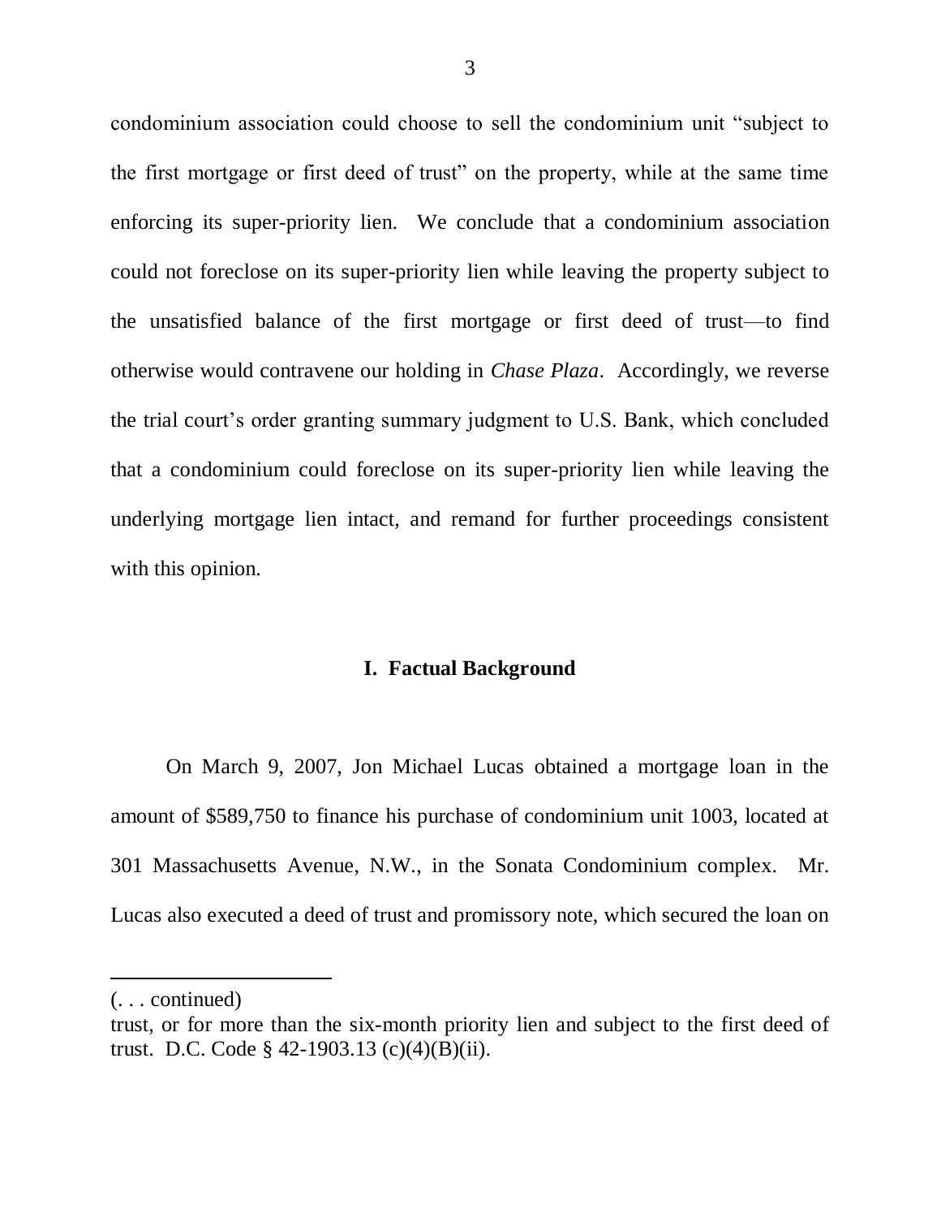condominium association could choose to sell the condominium unit "subject to the first mortgage or first deed of trust" on the property, while at the same time enforcing its super-priority lien. We conclude that a condominium association could not foreclose on its super-priority lien while leaving the property subject to the unsatisfied balance of the first mortgage or first deed of trust—to find otherwise would contravene our holding in *Chase Plaza*. Accordingly, we reverse the trial court's order granting summary judgment to U.S. Bank, which concluded that a condominium could foreclose on its super-priority lien while leaving the underlying mortgage lien intact, and remand for further proceedings consistent with this opinion.

## I. Factual Background

On March 9, 2007, Jon Michael Lucas obtained a mortgage loan in the amount of $589,750 to finance his purchase of condominium unit 1003, located at 301 Massachusetts Avenue, N.W., in the Sonata Condominium complex. Mr. Lucas also executed a deed of trust and promissory note, which secured the loan on

(. . . continued)
trust, or for more than the six-month priority lien and subject to the first deed of trust. D.C. Code § 42-1903.13 (c)(4)(B)(ii).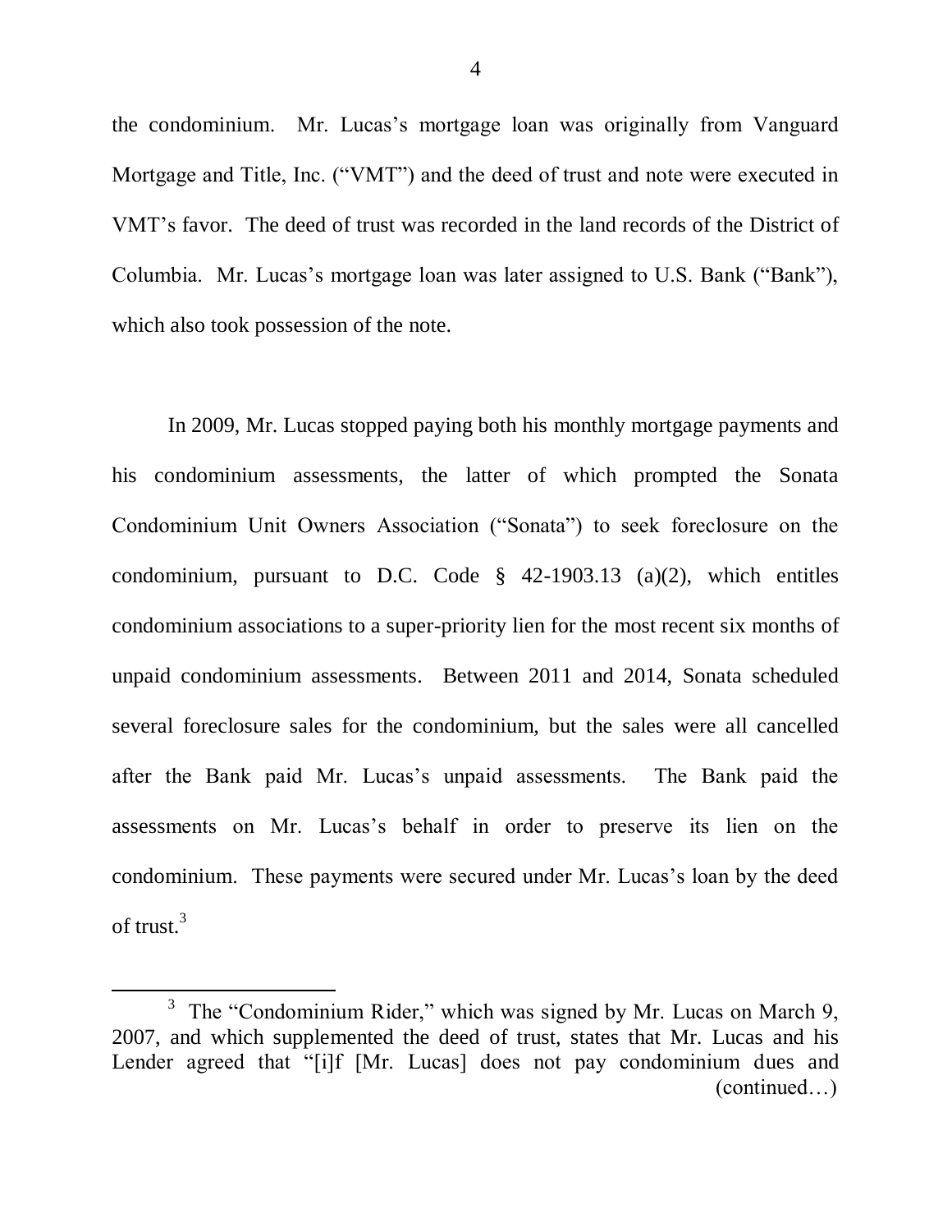the condominium. Mr. Lucas's mortgage loan was originally from Vanguard Mortgage and Title, Inc. ("VMT") and the deed of trust and note were executed in VMT's favor. The deed of trust was recorded in the land records of the District of Columbia. Mr. Lucas's mortgage loan was later assigned to U.S. Bank ("Bank"), which also took possession of the note.

In 2009, Mr. Lucas stopped paying both his monthly mortgage payments and his condominium assessments, the latter of which prompted the Sonata Condominium Unit Owners Association ("Sonata") to seek foreclosure on the condominium, pursuant to D.C. Code § 42-1903.13 (a)(2), which entitles condominium associations to a super-priority lien for the most recent six months of unpaid condominium assessments. Between 2011 and 2014, Sonata scheduled several foreclosure sales for the condominium, but the sales were all cancelled after the Bank paid Mr. Lucas's unpaid assessments. The Bank paid the assessments on Mr. Lucas's behalf in order to preserve its lien on the condominium. These payments were secured under Mr. Lucas's loan by the deed of trust.[3]

[3] The "Condominium Rider," which was signed by Mr. Lucas on March 9, 2007, and which supplemented the deed of trust, states that Mr. Lucas and his Lender agreed that "[i]f [Mr. Lucas] does not pay condominium dues and (continued…)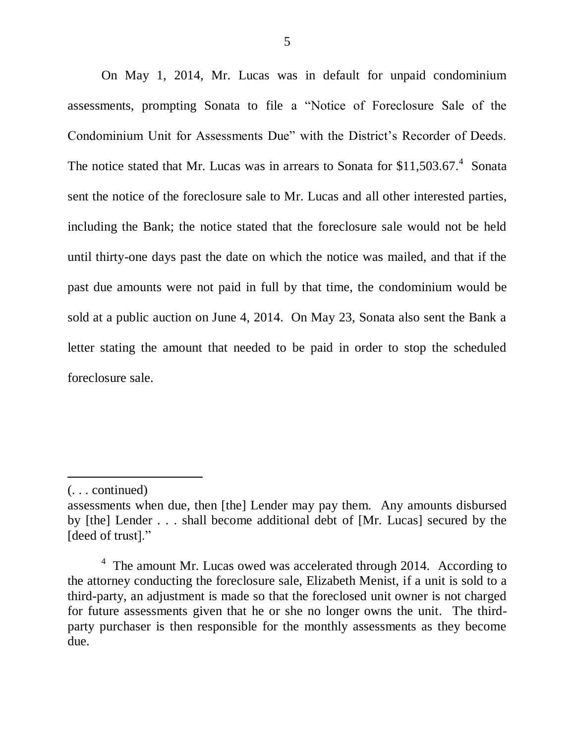On May 1, 2014, Mr. Lucas was in default for unpaid condominium assessments, prompting Sonata to file a "Notice of Foreclosure Sale of the Condominium Unit for Assessments Due" with the District's Recorder of Deeds. The notice stated that Mr. Lucas was in arrears to Sonata for $11,503.67.[4] Sonata sent the notice of the foreclosure sale to Mr. Lucas and all other interested parties, including the Bank; the notice stated that the foreclosure sale would not be held until thirty-one days past the date on which the notice was mailed, and that if the past due amounts were not paid in full by that time, the condominium would be sold at a public auction on June 4, 2014. On May 23, Sonata also sent the Bank a letter stating the amount that needed to be paid in order to stop the scheduled foreclosure sale.

---

(. . . continued)

assessments when due, then [the] Lender may pay them. Any amounts disbursed by [the] Lender . . . shall become additional debt of [Mr. Lucas] secured by the [deed of trust]."

[4] The amount Mr. Lucas owed was accelerated through 2014. According to the attorney conducting the foreclosure sale, Elizabeth Menist, if a unit is sold to a third-party, an adjustment is made so that the foreclosed unit owner is not charged for future assessments given that he or she no longer owns the unit. The third-party purchaser is then responsible for the monthly assessments as they become due.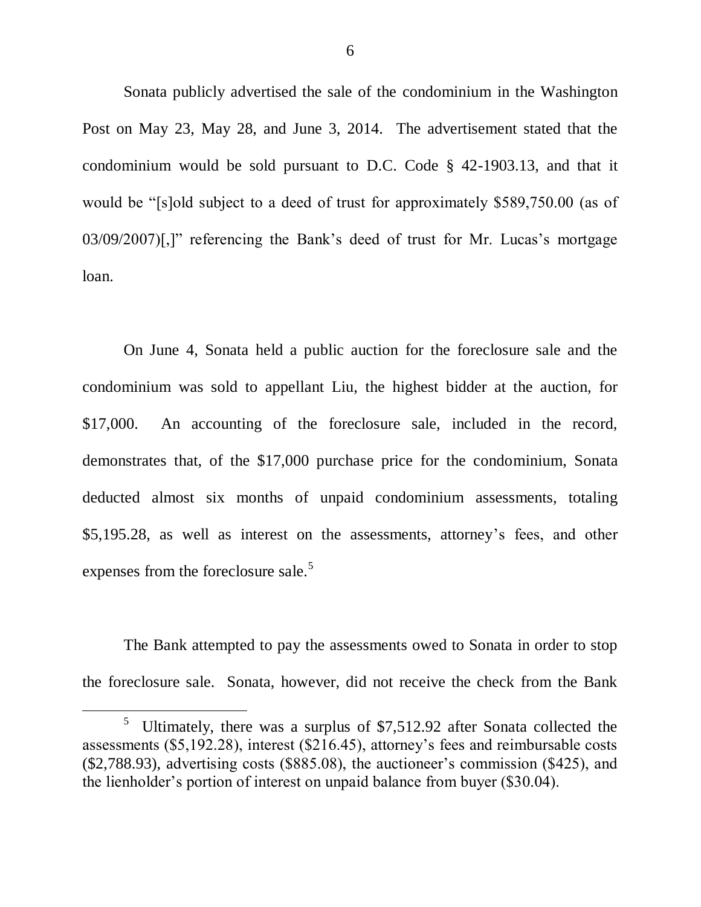Sonata publicly advertised the sale of the condominium in the Washington Post on May 23, May 28, and June 3, 2014. The advertisement stated that the condominium would be sold pursuant to D.C. Code § 42-1903.13, and that it would be "[s]old subject to a deed of trust for approximately $589,750.00 (as of 03/09/2007)[,]" referencing the Bank's deed of trust for Mr. Lucas's mortgage loan.

On June 4, Sonata held a public auction for the foreclosure sale and the condominium was sold to appellant Liu, the highest bidder at the auction, for $17,000. An accounting of the foreclosure sale, included in the record, demonstrates that, of the $17,000 purchase price for the condominium, Sonata deducted almost six months of unpaid condominium assessments, totaling $5,195.28, as well as interest on the assessments, attorney's fees, and other expenses from the foreclosure sale.[5]

The Bank attempted to pay the assessments owed to Sonata in order to stop the foreclosure sale. Sonata, however, did not receive the check from the Bank

[5] Ultimately, there was a surplus of $7,512.92 after Sonata collected the assessments ($5,192.28), interest ($216.45), attorney's fees and reimbursable costs ($2,788.93), advertising costs ($885.08), the auctioneer's commission ($425), and the lienholder's portion of interest on unpaid balance from buyer ($30.04).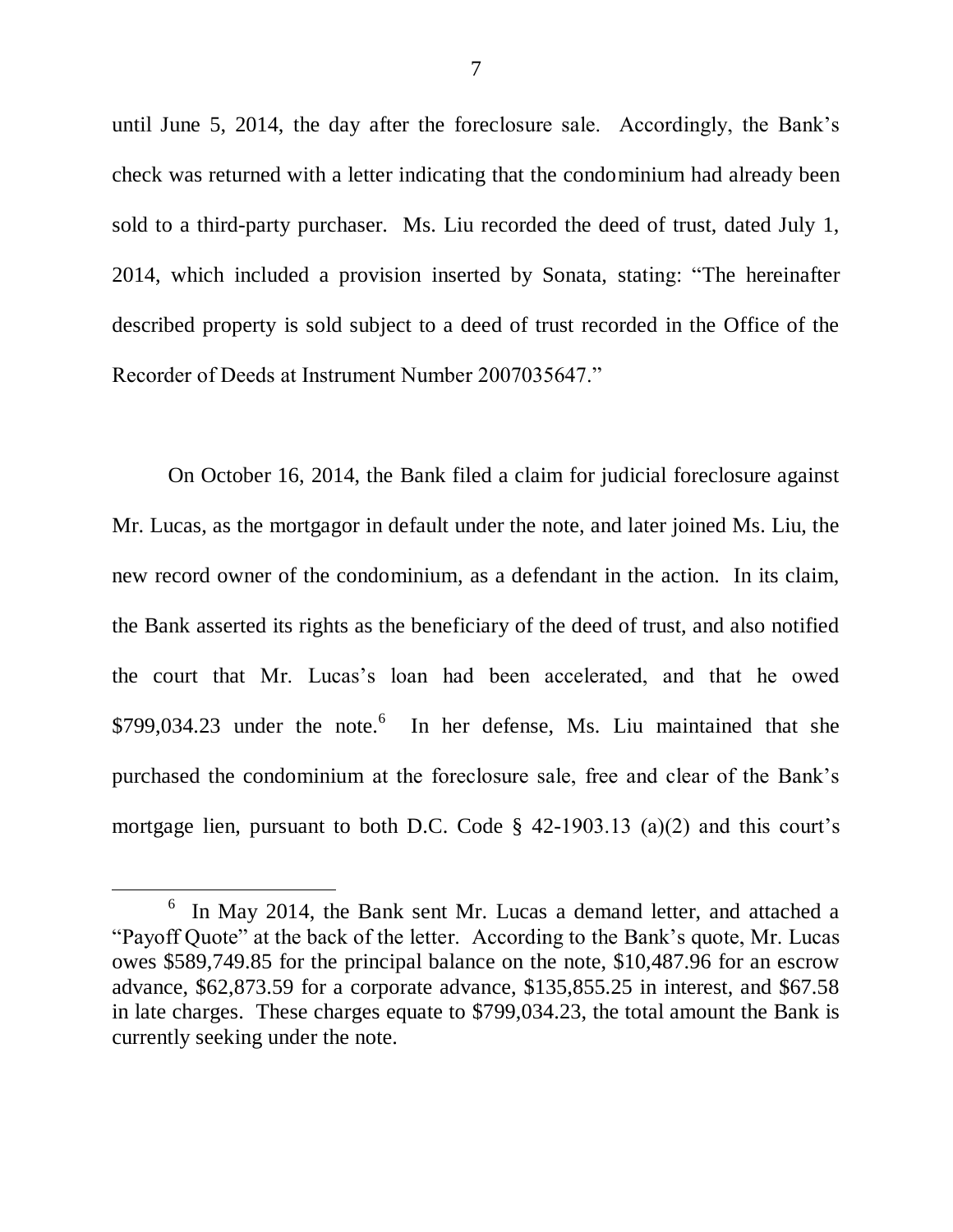until June 5, 2014, the day after the foreclosure sale. Accordingly, the Bank's check was returned with a letter indicating that the condominium had already been sold to a third-party purchaser. Ms. Liu recorded the deed of trust, dated July 1, 2014, which included a provision inserted by Sonata, stating: "The hereinafter described property is sold subject to a deed of trust recorded in the Office of the Recorder of Deeds at Instrument Number 2007035647."

On October 16, 2014, the Bank filed a claim for judicial foreclosure against Mr. Lucas, as the mortgagor in default under the note, and later joined Ms. Liu, the new record owner of the condominium, as a defendant in the action. In its claim, the Bank asserted its rights as the beneficiary of the deed of trust, and also notified the court that Mr. Lucas's loan had been accelerated, and that he owed \$799,034.23 under the note.[6] In her defense, Ms. Liu maintained that she purchased the condominium at the foreclosure sale, free and clear of the Bank's mortgage lien, pursuant to both D.C. Code § 42-1903.13 (a)(2) and this court's

---

[6] In May 2014, the Bank sent Mr. Lucas a demand letter, and attached a "Payoff Quote" at the back of the letter. According to the Bank's quote, Mr. Lucas owes \$589,749.85 for the principal balance on the note, \$10,487.96 for an escrow advance, \$62,873.59 for a corporate advance, \$135,855.25 in interest, and \$67.58 in late charges. These charges equate to \$799,034.23, the total amount the Bank is currently seeking under the note.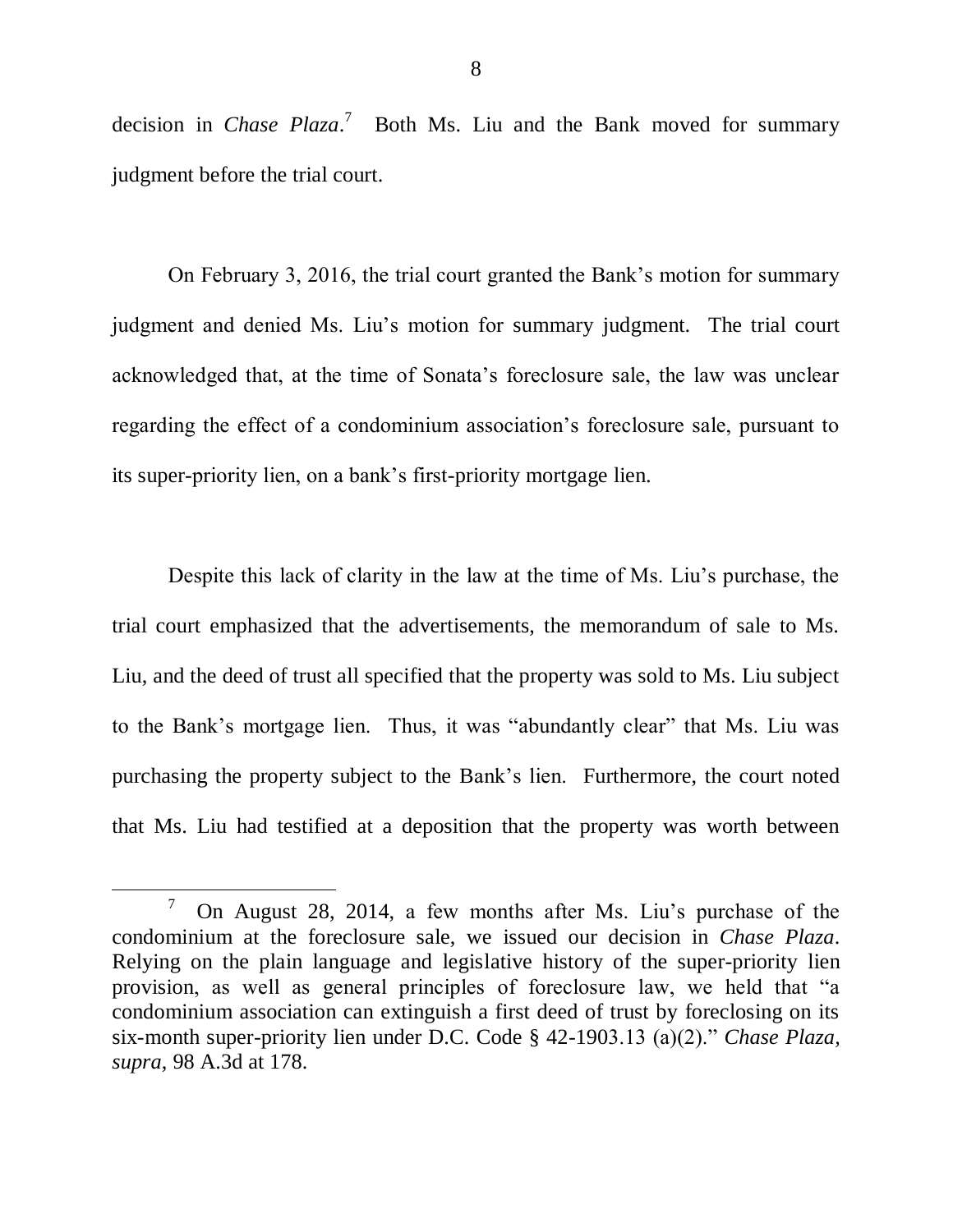decision in *Chase Plaza*.[7] Both Ms. Liu and the Bank moved for summary judgment before the trial court.

On February 3, 2016, the trial court granted the Bank's motion for summary judgment and denied Ms. Liu's motion for summary judgment. The trial court acknowledged that, at the time of Sonata's foreclosure sale, the law was unclear regarding the effect of a condominium association's foreclosure sale, pursuant to its super-priority lien, on a bank's first-priority mortgage lien.

Despite this lack of clarity in the law at the time of Ms. Liu's purchase, the trial court emphasized that the advertisements, the memorandum of sale to Ms. Liu, and the deed of trust all specified that the property was sold to Ms. Liu subject to the Bank's mortgage lien. Thus, it was "abundantly clear" that Ms. Liu was purchasing the property subject to the Bank's lien. Furthermore, the court noted that Ms. Liu had testified at a deposition that the property was worth between

---

[7] On August 28, 2014, a few months after Ms. Liu's purchase of the condominium at the foreclosure sale, we issued our decision in *Chase Plaza*. Relying on the plain language and legislative history of the super-priority lien provision, as well as general principles of foreclosure law, we held that "a condominium association can extinguish a first deed of trust by foreclosing on its six-month super-priority lien under D.C. Code § 42-1903.13 (a)(2)." *Chase Plaza, supra*, 98 A.3d at 178.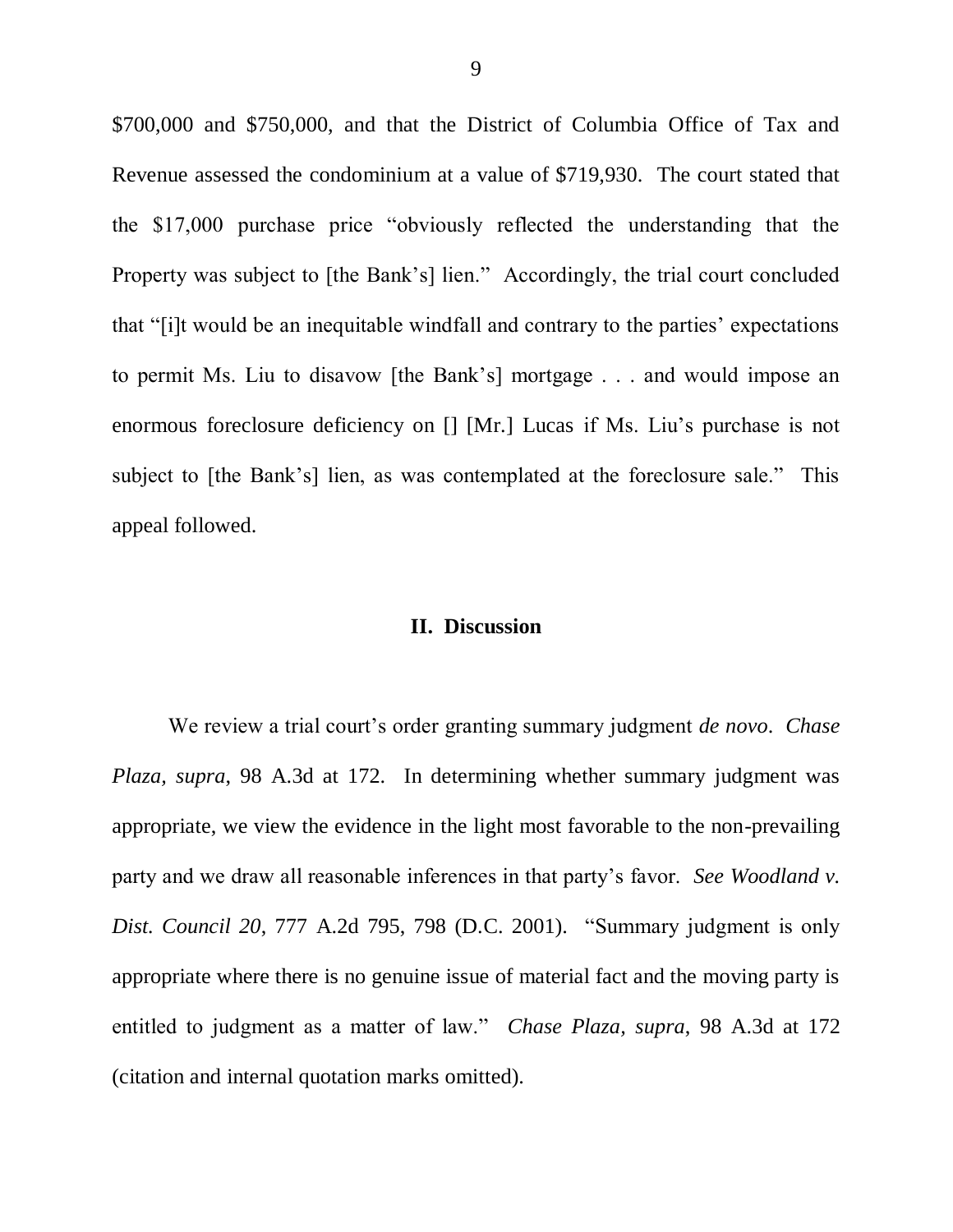$700,000 and $750,000, and that the District of Columbia Office of Tax and Revenue assessed the condominium at a value of $719,930. The court stated that the $17,000 purchase price "obviously reflected the understanding that the Property was subject to [the Bank's] lien." Accordingly, the trial court concluded that "[i]t would be an inequitable windfall and contrary to the parties' expectations to permit Ms. Liu to disavow [the Bank's] mortgage . . . and would impose an enormous foreclosure deficiency on [] [Mr.] Lucas if Ms. Liu's purchase is not subject to [the Bank's] lien, as was contemplated at the foreclosure sale." This appeal followed.

## II. Discussion

We review a trial court's order granting summary judgment *de novo*. *Chase Plaza, supra*, 98 A.3d at 172. In determining whether summary judgment was appropriate, we view the evidence in the light most favorable to the non-prevailing party and we draw all reasonable inferences in that party's favor. *See Woodland v. Dist. Council 20*, 777 A.2d 795, 798 (D.C. 2001). "Summary judgment is only appropriate where there is no genuine issue of material fact and the moving party is entitled to judgment as a matter of law." *Chase Plaza, supra*, 98 A.3d at 172 (citation and internal quotation marks omitted).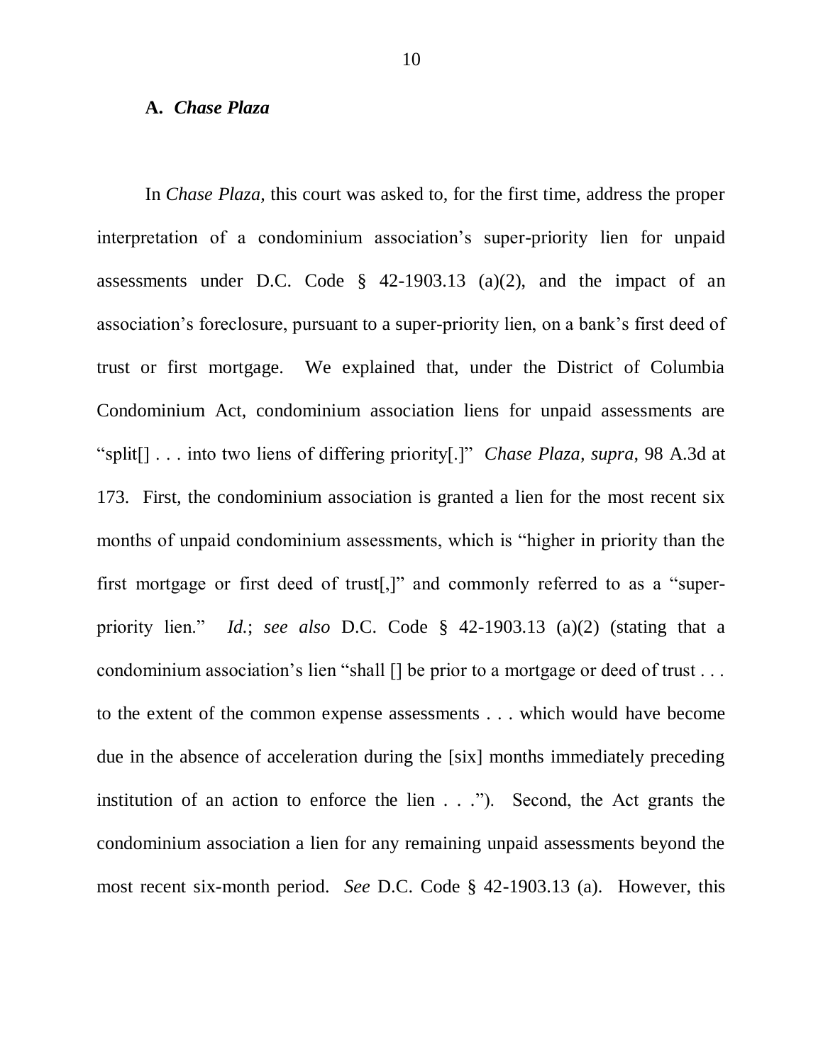### A. *Chase Plaza*

In *Chase Plaza*, this court was asked to, for the first time, address the proper interpretation of a condominium association's super-priority lien for unpaid assessments under D.C. Code § 42-1903.13 (a)(2), and the impact of an association's foreclosure, pursuant to a super-priority lien, on a bank's first deed of trust or first mortgage. We explained that, under the District of Columbia Condominium Act, condominium association liens for unpaid assessments are "split[] . . . into two liens of differing priority[.]" *Chase Plaza, supra*, 98 A.3d at 173. First, the condominium association is granted a lien for the most recent six months of unpaid condominium assessments, which is "higher in priority than the first mortgage or first deed of trust[,]" and commonly referred to as a "super-priority lien." *Id.*; *see also* D.C. Code § 42-1903.13 (a)(2) (stating that a condominium association's lien "shall [] be prior to a mortgage or deed of trust . . . to the extent of the common expense assessments . . . which would have become due in the absence of acceleration during the [six] months immediately preceding institution of an action to enforce the lien . . ."). Second, the Act grants the condominium association a lien for any remaining unpaid assessments beyond the most recent six-month period. *See* D.C. Code § 42-1903.13 (a). However, this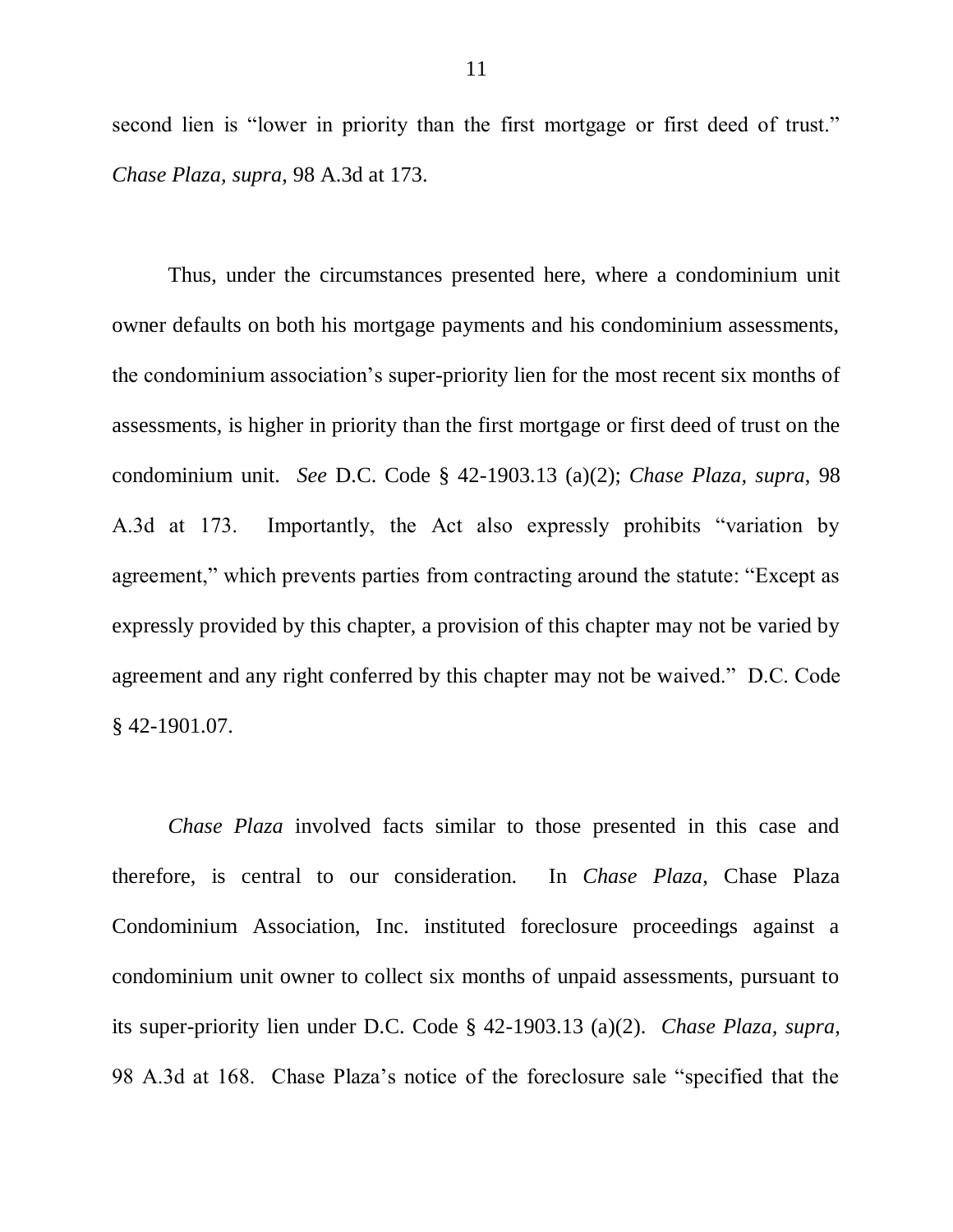second lien is "lower in priority than the first mortgage or first deed of trust." *Chase Plaza, supra,* 98 A.3d at 173.

Thus, under the circumstances presented here, where a condominium unit owner defaults on both his mortgage payments and his condominium assessments, the condominium association's super-priority lien for the most recent six months of assessments, is higher in priority than the first mortgage or first deed of trust on the condominium unit. *See* D.C. Code § 42-1903.13 (a)(2); *Chase Plaza, supra*, 98 A.3d at 173. Importantly, the Act also expressly prohibits "variation by agreement," which prevents parties from contracting around the statute: "Except as expressly provided by this chapter, a provision of this chapter may not be varied by agreement and any right conferred by this chapter may not be waived." D.C. Code § 42-1901.07.

*Chase Plaza* involved facts similar to those presented in this case and therefore, is central to our consideration. In *Chase Plaza*, Chase Plaza Condominium Association, Inc. instituted foreclosure proceedings against a condominium unit owner to collect six months of unpaid assessments, pursuant to its super-priority lien under D.C. Code § 42-1903.13 (a)(2). *Chase Plaza, supra*, 98 A.3d at 168. Chase Plaza's notice of the foreclosure sale "specified that the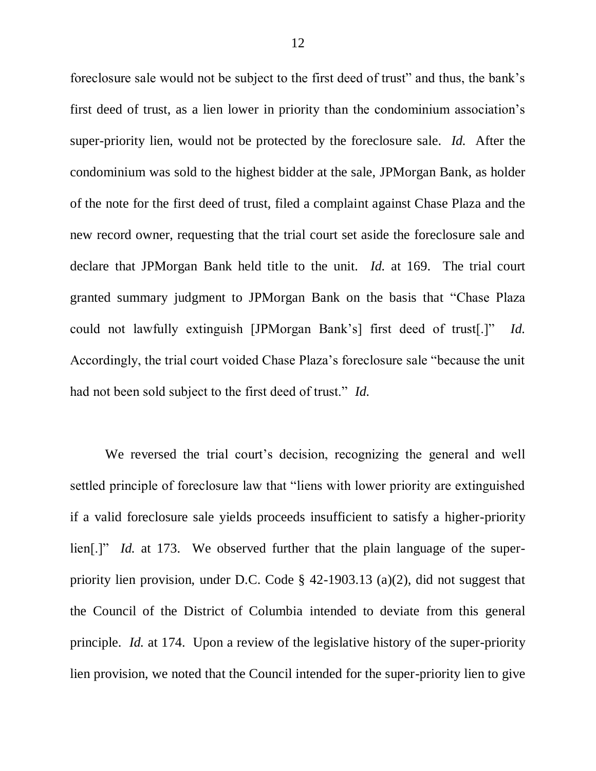foreclosure sale would not be subject to the first deed of trust" and thus, the bank's first deed of trust, as a lien lower in priority than the condominium association's super-priority lien, would not be protected by the foreclosure sale. *Id.* After the condominium was sold to the highest bidder at the sale, JPMorgan Bank, as holder of the note for the first deed of trust, filed a complaint against Chase Plaza and the new record owner, requesting that the trial court set aside the foreclosure sale and declare that JPMorgan Bank held title to the unit. *Id.* at 169. The trial court granted summary judgment to JPMorgan Bank on the basis that "Chase Plaza could not lawfully extinguish [JPMorgan Bank's] first deed of trust[.]" *Id.* Accordingly, the trial court voided Chase Plaza's foreclosure sale "because the unit had not been sold subject to the first deed of trust." *Id.*

We reversed the trial court's decision, recognizing the general and well settled principle of foreclosure law that "liens with lower priority are extinguished if a valid foreclosure sale yields proceeds insufficient to satisfy a higher-priority lien[.]" *Id.* at 173. We observed further that the plain language of the super-priority lien provision, under D.C. Code § 42-1903.13 (a)(2), did not suggest that the Council of the District of Columbia intended to deviate from this general principle. *Id.* at 174. Upon a review of the legislative history of the super-priority lien provision, we noted that the Council intended for the super-priority lien to give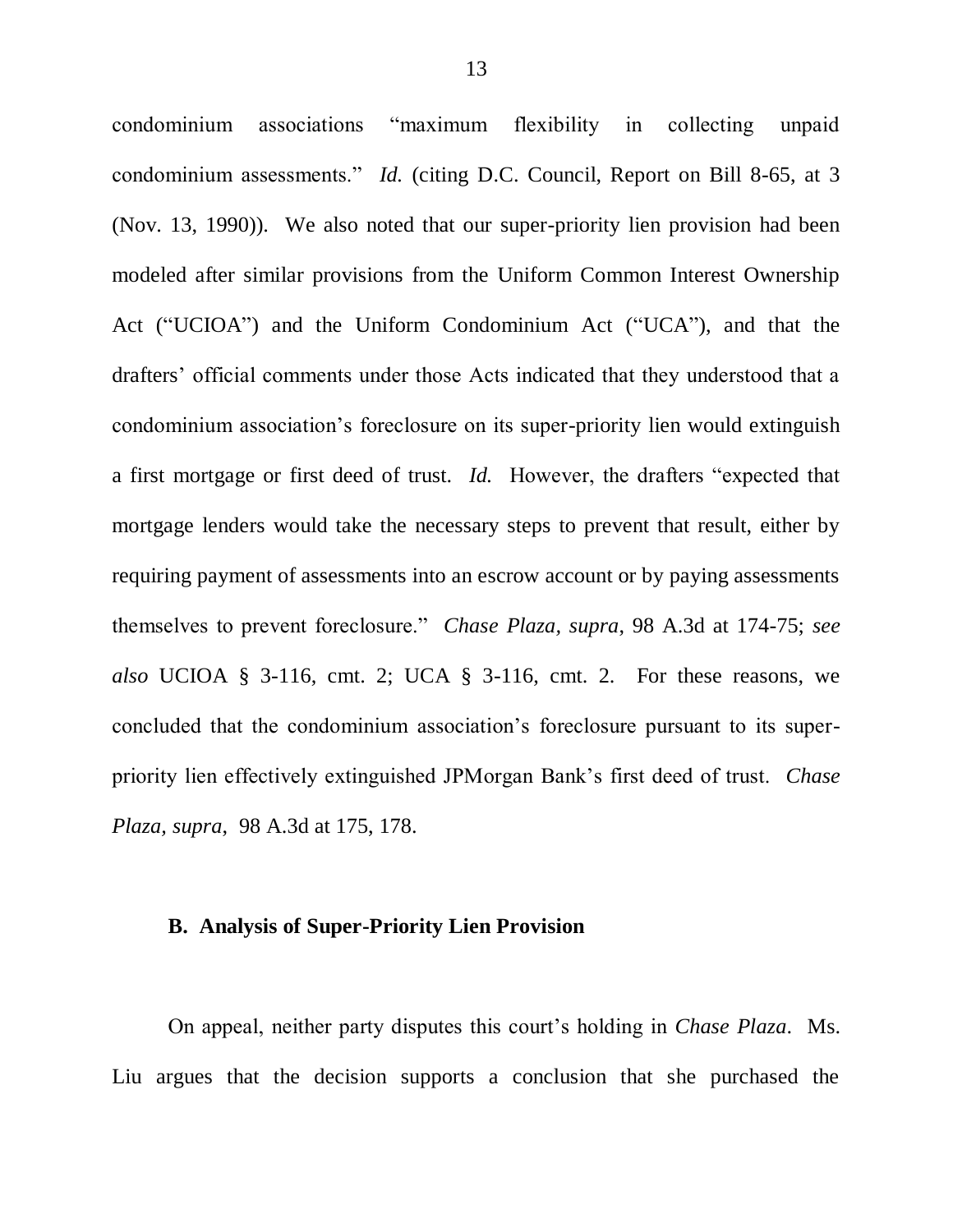condominium associations "maximum flexibility in collecting unpaid condominium assessments." *Id.* (citing D.C. Council, Report on Bill 8-65, at 3 (Nov. 13, 1990)). We also noted that our super-priority lien provision had been modeled after similar provisions from the Uniform Common Interest Ownership Act ("UCIOA") and the Uniform Condominium Act ("UCA"), and that the drafters' official comments under those Acts indicated that they understood that a condominium association's foreclosure on its super-priority lien would extinguish a first mortgage or first deed of trust. *Id.* However, the drafters "expected that mortgage lenders would take the necessary steps to prevent that result, either by requiring payment of assessments into an escrow account or by paying assessments themselves to prevent foreclosure." *Chase Plaza, supra*, 98 A.3d at 174-75; *see also* UCIOA § 3-116, cmt. 2; UCA § 3-116, cmt. 2. For these reasons, we concluded that the condominium association's foreclosure pursuant to its super-priority lien effectively extinguished JPMorgan Bank's first deed of trust. *Chase Plaza, supra*, 98 A.3d at 175, 178.

### B. Analysis of Super-Priority Lien Provision

On appeal, neither party disputes this court's holding in *Chase Plaza*. Ms. Liu argues that the decision supports a conclusion that she purchased the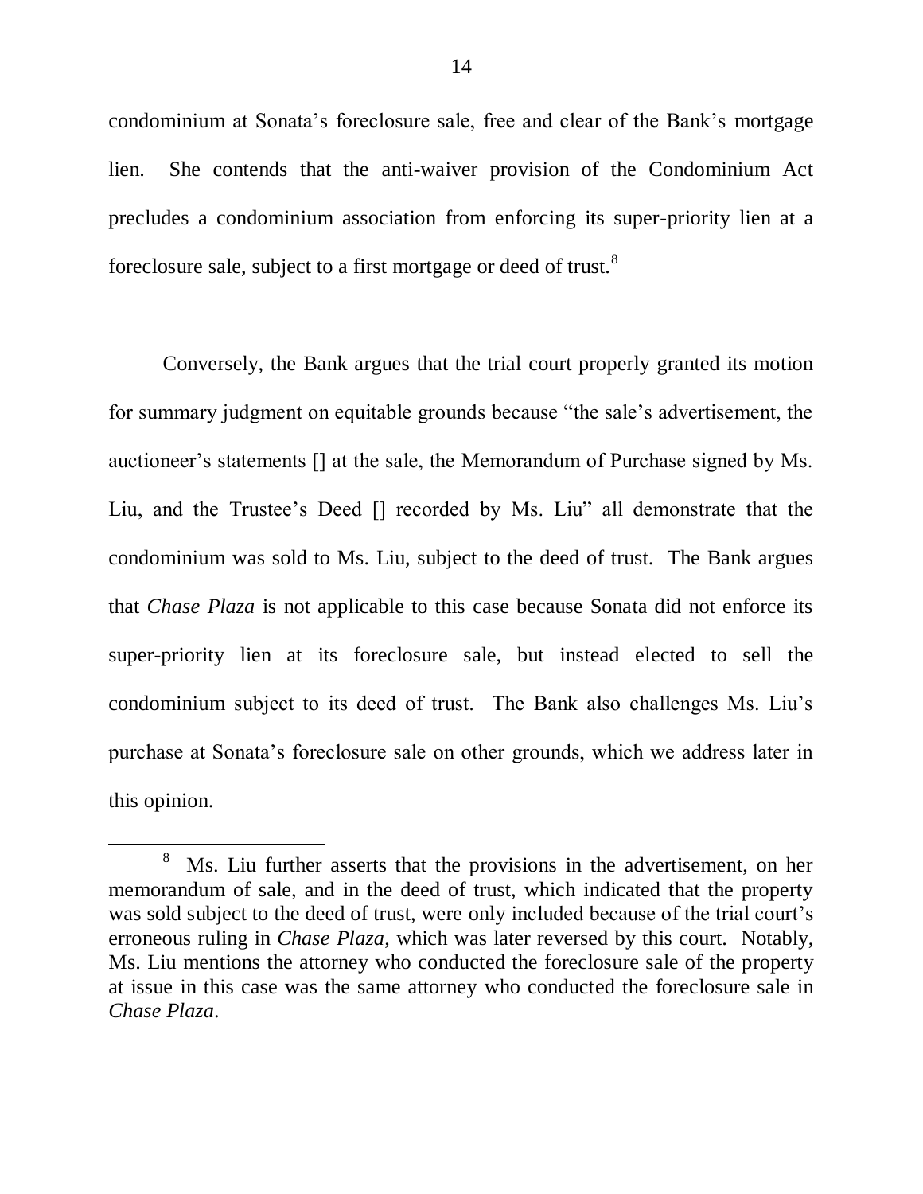condominium at Sonata's foreclosure sale, free and clear of the Bank's mortgage lien. She contends that the anti-waiver provision of the Condominium Act precludes a condominium association from enforcing its super-priority lien at a foreclosure sale, subject to a first mortgage or deed of trust.[8]

Conversely, the Bank argues that the trial court properly granted its motion for summary judgment on equitable grounds because "the sale's advertisement, the auctioneer's statements [] at the sale, the Memorandum of Purchase signed by Ms. Liu, and the Trustee's Deed [] recorded by Ms. Liu" all demonstrate that the condominium was sold to Ms. Liu, subject to the deed of trust. The Bank argues that *Chase Plaza* is not applicable to this case because Sonata did not enforce its super-priority lien at its foreclosure sale, but instead elected to sell the condominium subject to its deed of trust. The Bank also challenges Ms. Liu's purchase at Sonata's foreclosure sale on other grounds, which we address later in this opinion.

---

[8] Ms. Liu further asserts that the provisions in the advertisement, on her memorandum of sale, and in the deed of trust, which indicated that the property was sold subject to the deed of trust, were only included because of the trial court's erroneous ruling in *Chase Plaza*, which was later reversed by this court. Notably, Ms. Liu mentions the attorney who conducted the foreclosure sale of the property at issue in this case was the same attorney who conducted the foreclosure sale in *Chase Plaza*.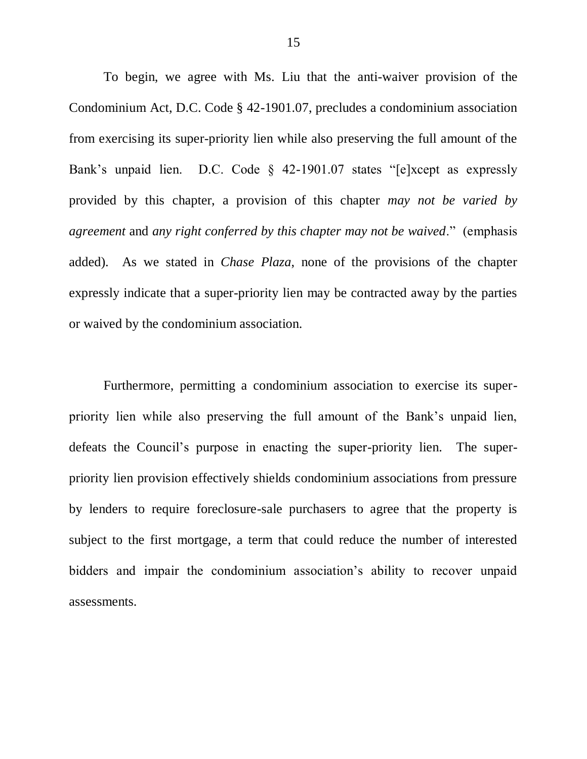To begin, we agree with Ms. Liu that the anti-waiver provision of the Condominium Act, D.C. Code § 42-1901.07, precludes a condominium association from exercising its super-priority lien while also preserving the full amount of the Bank's unpaid lien. D.C. Code § 42-1901.07 states "[e]xcept as expressly provided by this chapter, a provision of this chapter *may not be varied by agreement* and *any right conferred by this chapter may not be waived*." (emphasis added). As we stated in *Chase Plaza*, none of the provisions of the chapter expressly indicate that a super-priority lien may be contracted away by the parties or waived by the condominium association.

Furthermore, permitting a condominium association to exercise its super-priority lien while also preserving the full amount of the Bank's unpaid lien, defeats the Council's purpose in enacting the super-priority lien. The super-priority lien provision effectively shields condominium associations from pressure by lenders to require foreclosure-sale purchasers to agree that the property is subject to the first mortgage, a term that could reduce the number of interested bidders and impair the condominium association's ability to recover unpaid assessments.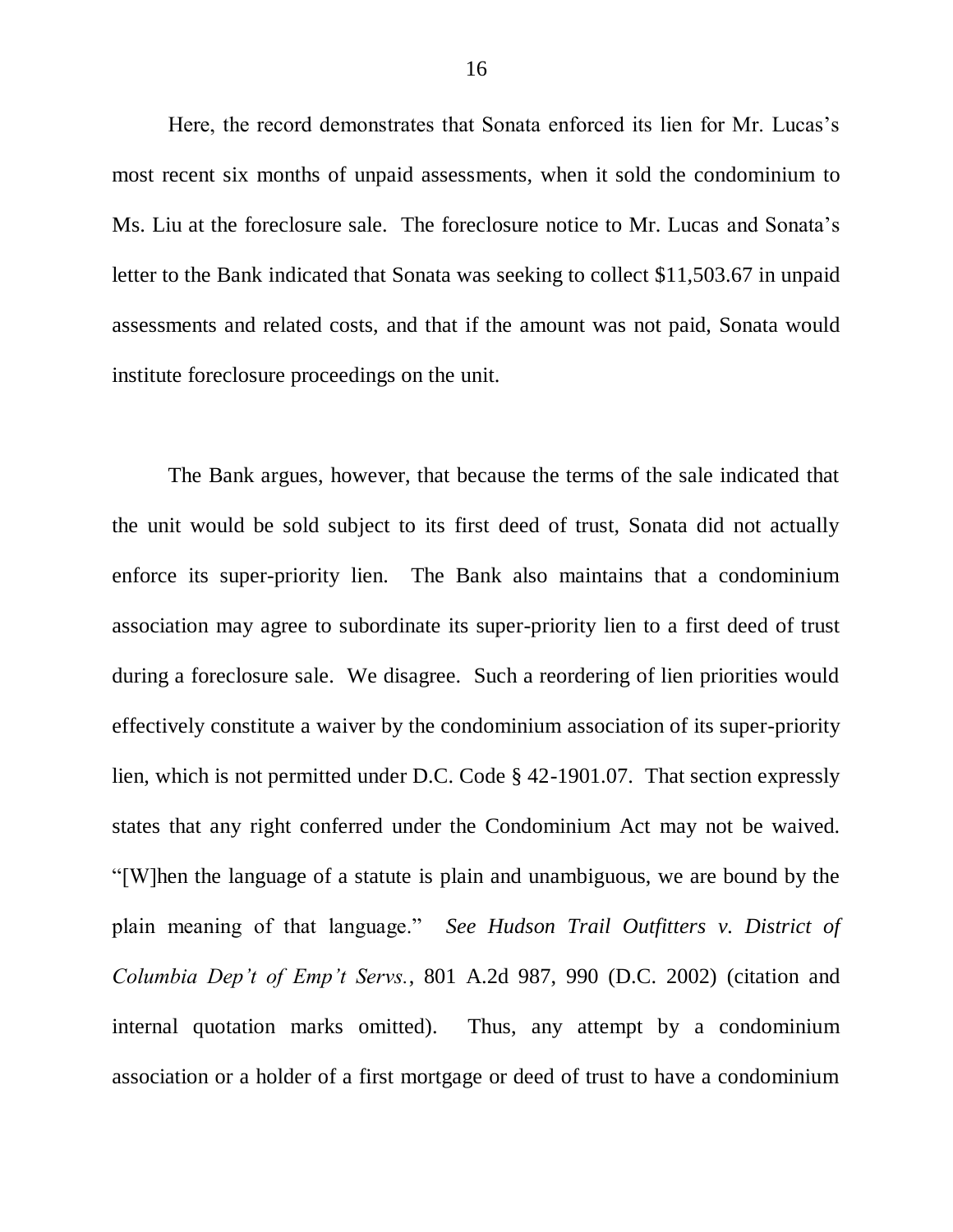Here, the record demonstrates that Sonata enforced its lien for Mr. Lucas's most recent six months of unpaid assessments, when it sold the condominium to Ms. Liu at the foreclosure sale. The foreclosure notice to Mr. Lucas and Sonata's letter to the Bank indicated that Sonata was seeking to collect $11,503.67 in unpaid assessments and related costs, and that if the amount was not paid, Sonata would institute foreclosure proceedings on the unit.

The Bank argues, however, that because the terms of the sale indicated that the unit would be sold subject to its first deed of trust, Sonata did not actually enforce its super-priority lien. The Bank also maintains that a condominium association may agree to subordinate its super-priority lien to a first deed of trust during a foreclosure sale. We disagree. Such a reordering of lien priorities would effectively constitute a waiver by the condominium association of its super-priority lien, which is not permitted under D.C. Code § 42-1901.07. That section expressly states that any right conferred under the Condominium Act may not be waived. "[W]hen the language of a statute is plain and unambiguous, we are bound by the plain meaning of that language." *See Hudson Trail Outfitters v. District of Columbia Dep't of Emp't Servs.*, 801 A.2d 987, 990 (D.C. 2002) (citation and internal quotation marks omitted). Thus, any attempt by a condominium association or a holder of a first mortgage or deed of trust to have a condominium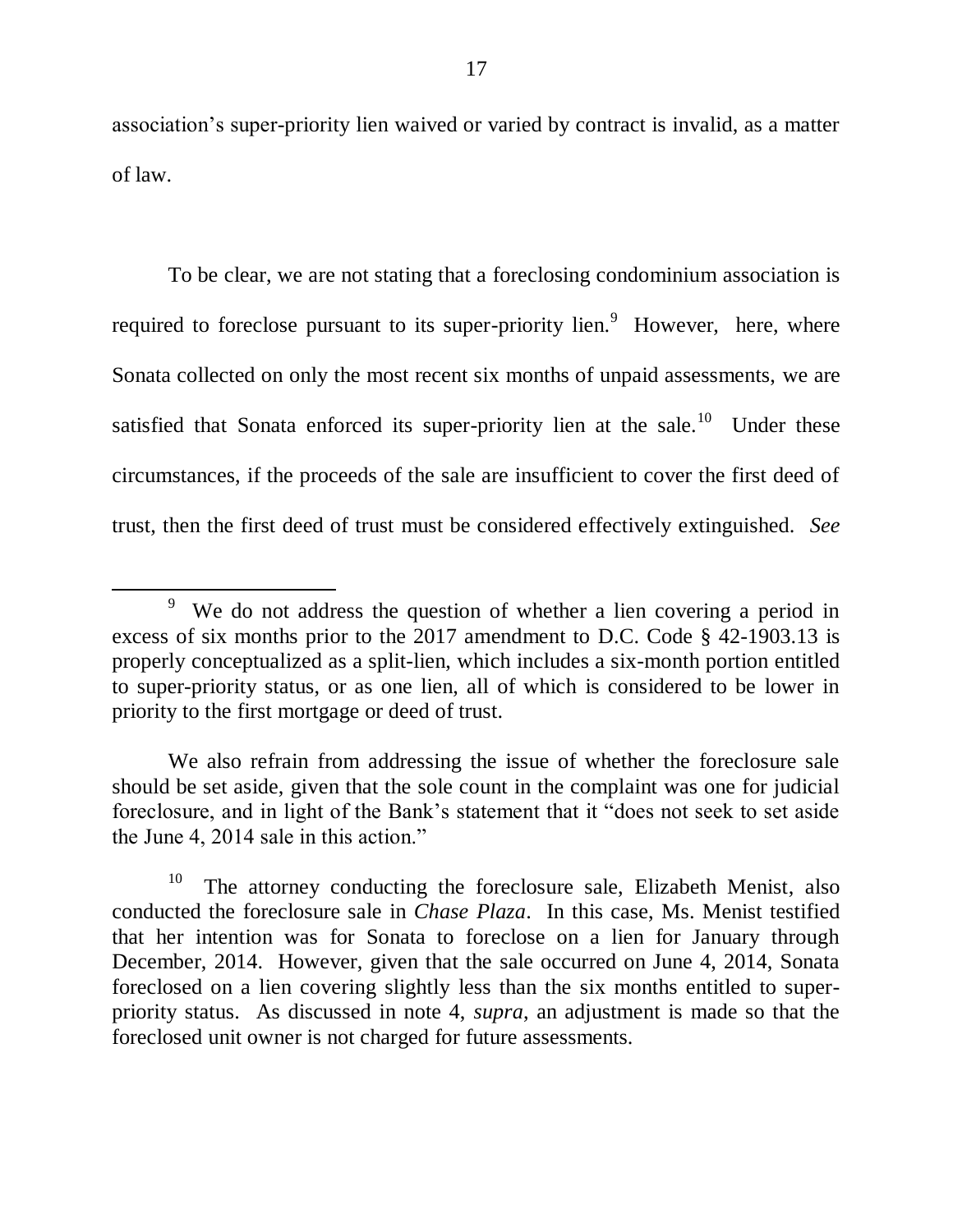association's super-priority lien waived or varied by contract is invalid, as a matter of law.

To be clear, we are not stating that a foreclosing condominium association is required to foreclose pursuant to its super-priority lien.[9] However, here, where Sonata collected on only the most recent six months of unpaid assessments, we are satisfied that Sonata enforced its super-priority lien at the sale.[10] Under these circumstances, if the proceeds of the sale are insufficient to cover the first deed of trust, then the first deed of trust must be considered effectively extinguished. *See*

---

[9] We do not address the question of whether a lien covering a period in excess of six months prior to the 2017 amendment to D.C. Code § 42-1903.13 is properly conceptualized as a split-lien, which includes a six-month portion entitled to super-priority status, or as one lien, all of which is considered to be lower in priority to the first mortgage or deed of trust.

We also refrain from addressing the issue of whether the foreclosure sale should be set aside, given that the sole count in the complaint was one for judicial foreclosure, and in light of the Bank's statement that it "does not seek to set aside the June 4, 2014 sale in this action."

[10] The attorney conducting the foreclosure sale, Elizabeth Menist, also conducted the foreclosure sale in *Chase Plaza*. In this case, Ms. Menist testified that her intention was for Sonata to foreclose on a lien for January through December, 2014. However, given that the sale occurred on June 4, 2014, Sonata foreclosed on a lien covering slightly less than the six months entitled to super-priority status. As discussed in note 4, *supra*, an adjustment is made so that the foreclosed unit owner is not charged for future assessments.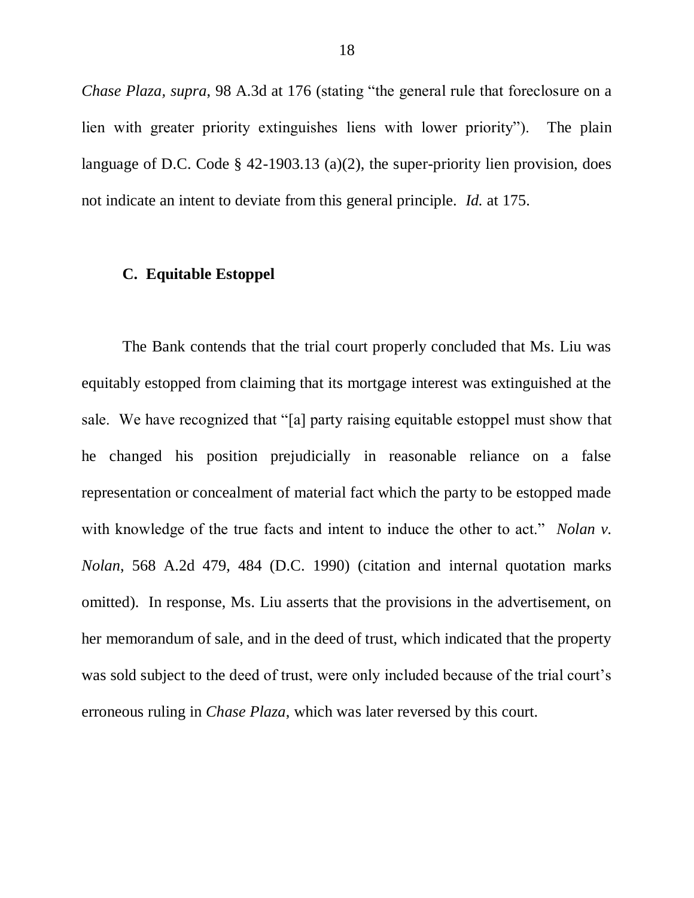*Chase Plaza, supra*, 98 A.3d at 176 (stating "the general rule that foreclosure on a lien with greater priority extinguishes liens with lower priority"). The plain language of D.C. Code § 42-1903.13 (a)(2), the super-priority lien provision, does not indicate an intent to deviate from this general principle. *Id.* at 175.

### C. Equitable Estoppel

The Bank contends that the trial court properly concluded that Ms. Liu was equitably estopped from claiming that its mortgage interest was extinguished at the sale. We have recognized that "[a] party raising equitable estoppel must show that he changed his position prejudicially in reasonable reliance on a false representation or concealment of material fact which the party to be estopped made with knowledge of the true facts and intent to induce the other to act." *Nolan v. Nolan*, 568 A.2d 479, 484 (D.C. 1990) (citation and internal quotation marks omitted). In response, Ms. Liu asserts that the provisions in the advertisement, on her memorandum of sale, and in the deed of trust, which indicated that the property was sold subject to the deed of trust, were only included because of the trial court's erroneous ruling in *Chase Plaza*, which was later reversed by this court.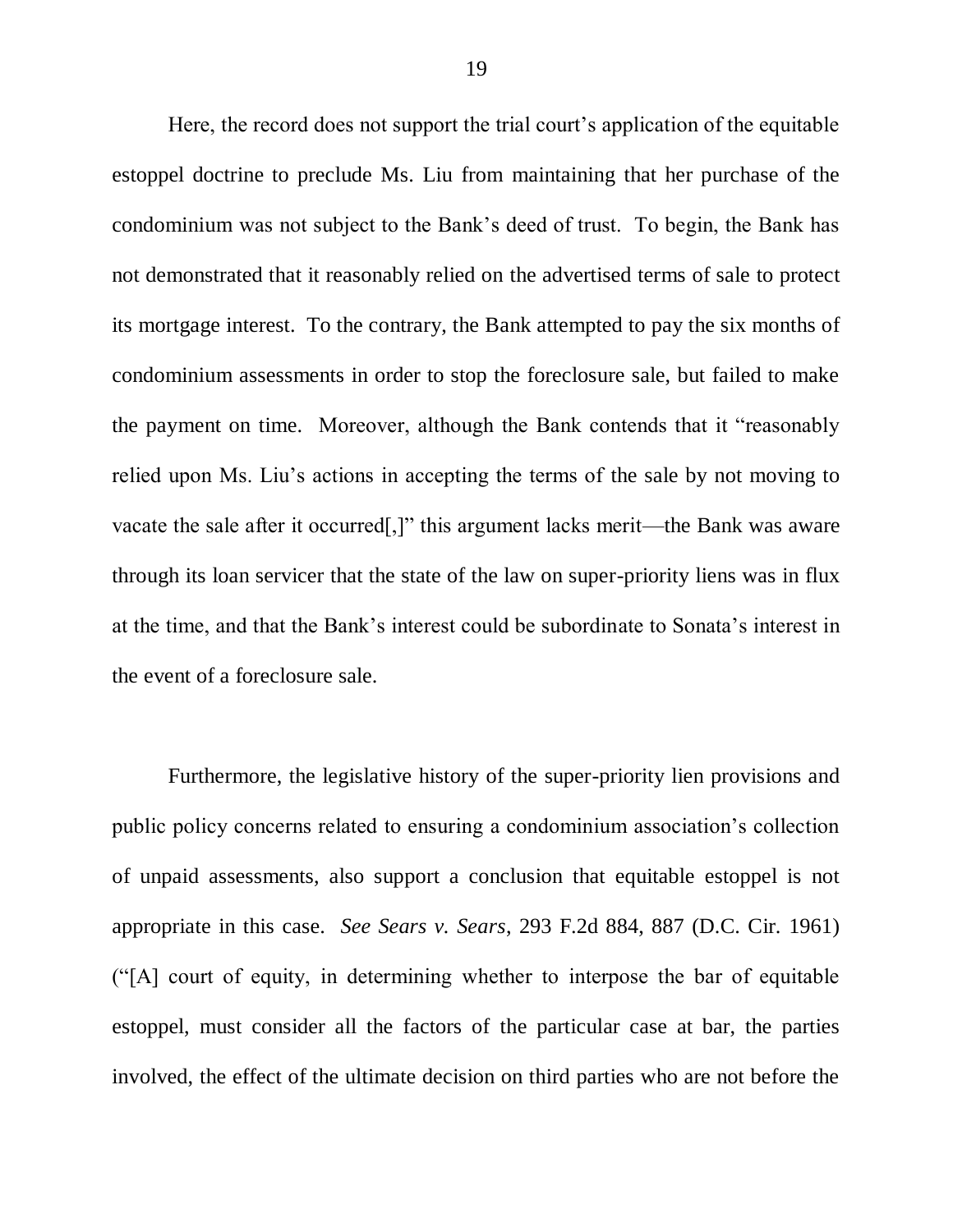Here, the record does not support the trial court's application of the equitable estoppel doctrine to preclude Ms. Liu from maintaining that her purchase of the condominium was not subject to the Bank's deed of trust. To begin, the Bank has not demonstrated that it reasonably relied on the advertised terms of sale to protect its mortgage interest. To the contrary, the Bank attempted to pay the six months of condominium assessments in order to stop the foreclosure sale, but failed to make the payment on time. Moreover, although the Bank contends that it "reasonably relied upon Ms. Liu's actions in accepting the terms of the sale by not moving to vacate the sale after it occurred[,]" this argument lacks merit—the Bank was aware through its loan servicer that the state of the law on super-priority liens was in flux at the time, and that the Bank's interest could be subordinate to Sonata's interest in the event of a foreclosure sale.

Furthermore, the legislative history of the super-priority lien provisions and public policy concerns related to ensuring a condominium association's collection of unpaid assessments, also support a conclusion that equitable estoppel is not appropriate in this case. *See Sears v. Sears*, 293 F.2d 884, 887 (D.C. Cir. 1961) ("[A] court of equity, in determining whether to interpose the bar of equitable estoppel, must consider all the factors of the particular case at bar, the parties involved, the effect of the ultimate decision on third parties who are not before the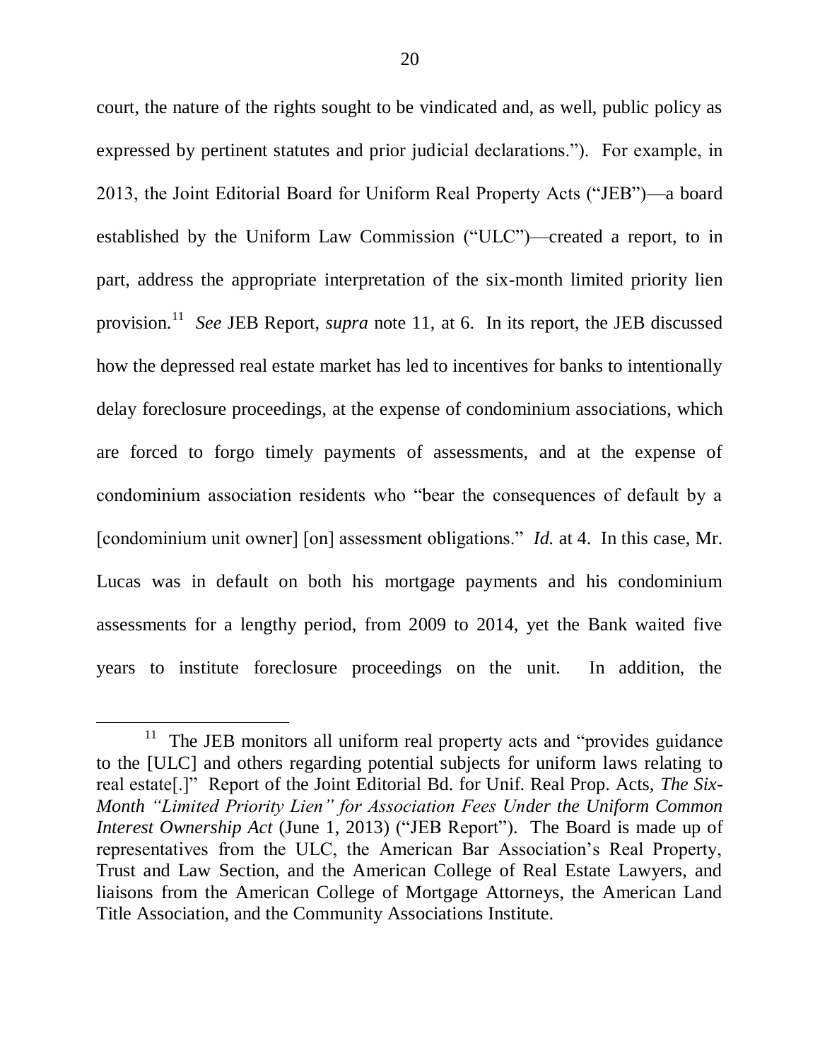court, the nature of the rights sought to be vindicated and, as well, public policy as expressed by pertinent statutes and prior judicial declarations."). For example, in 2013, the Joint Editorial Board for Uniform Real Property Acts ("JEB")—a board established by the Uniform Law Commission ("ULC")—created a report, to in part, address the appropriate interpretation of the six-month limited priority lien provision.[11] *See* JEB Report, *supra* note 11, at 6. In its report, the JEB discussed how the depressed real estate market has led to incentives for banks to intentionally delay foreclosure proceedings, at the expense of condominium associations, which are forced to forgo timely payments of assessments, and at the expense of condominium association residents who "bear the consequences of default by a [condominium unit owner] [on] assessment obligations." *Id.* at 4. In this case, Mr. Lucas was in default on both his mortgage payments and his condominium assessments for a lengthy period, from 2009 to 2014, yet the Bank waited five years to institute foreclosure proceedings on the unit. In addition, the

---

[11] The JEB monitors all uniform real property acts and "provides guidance to the [ULC] and others regarding potential subjects for uniform laws relating to real estate[.]" Report of the Joint Editorial Bd. for Unif. Real Prop. Acts, *The Six-Month "Limited Priority Lien" for Association Fees Under the Uniform Common Interest Ownership Act* (June 1, 2013) ("JEB Report"). The Board is made up of representatives from the ULC, the American Bar Association's Real Property, Trust and Law Section, and the American College of Real Estate Lawyers, and liaisons from the American College of Mortgage Attorneys, the American Land Title Association, and the Community Associations Institute.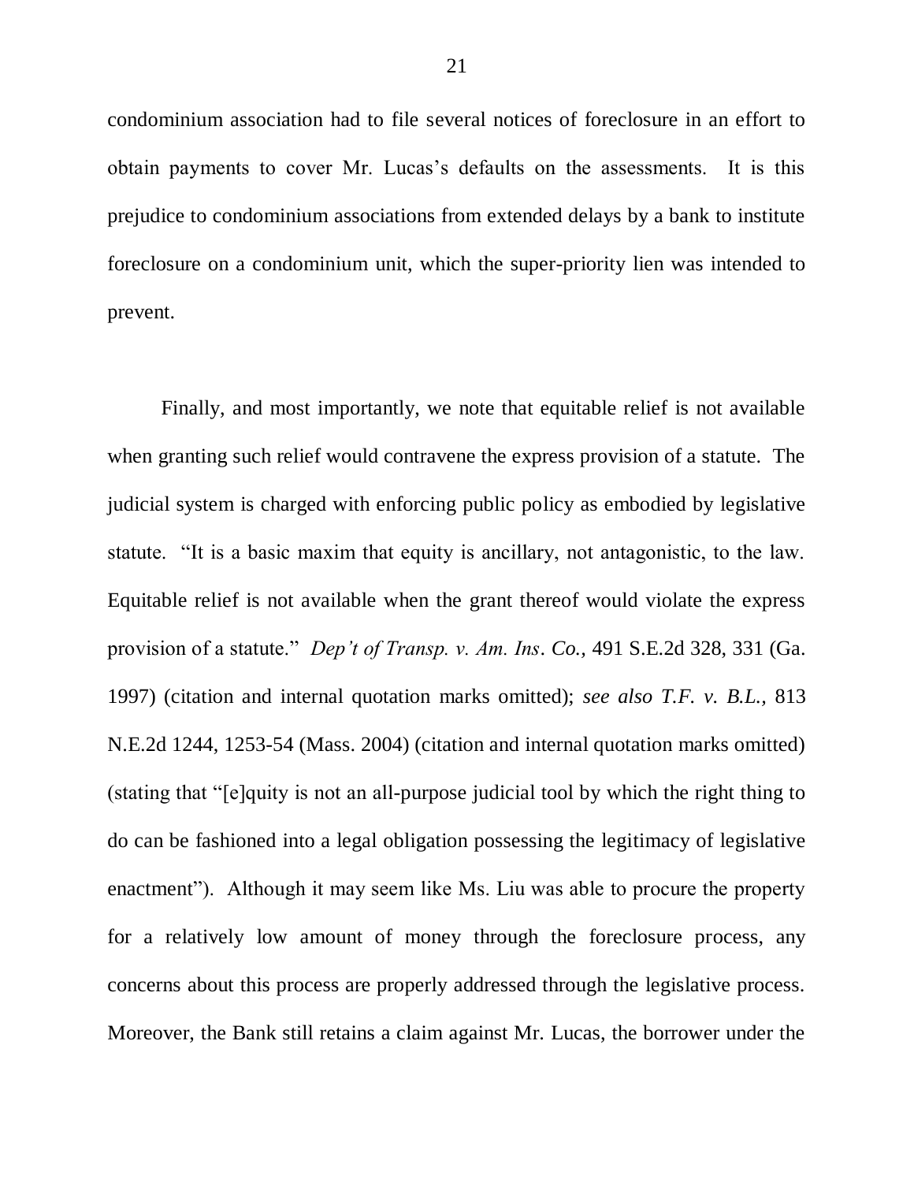condominium association had to file several notices of foreclosure in an effort to obtain payments to cover Mr. Lucas's defaults on the assessments. It is this prejudice to condominium associations from extended delays by a bank to institute foreclosure on a condominium unit, which the super-priority lien was intended to prevent.

Finally, and most importantly, we note that equitable relief is not available when granting such relief would contravene the express provision of a statute. The judicial system is charged with enforcing public policy as embodied by legislative statute. "It is a basic maxim that equity is ancillary, not antagonistic, to the law. Equitable relief is not available when the grant thereof would violate the express provision of a statute." *Dep't of Transp. v. Am. Ins. Co.*, 491 S.E.2d 328, 331 (Ga. 1997) (citation and internal quotation marks omitted); *see also T.F. v. B.L.*, 813 N.E.2d 1244, 1253-54 (Mass. 2004) (citation and internal quotation marks omitted) (stating that "[e]quity is not an all-purpose judicial tool by which the right thing to do can be fashioned into a legal obligation possessing the legitimacy of legislative enactment"). Although it may seem like Ms. Liu was able to procure the property for a relatively low amount of money through the foreclosure process, any concerns about this process are properly addressed through the legislative process. Moreover, the Bank still retains a claim against Mr. Lucas, the borrower under the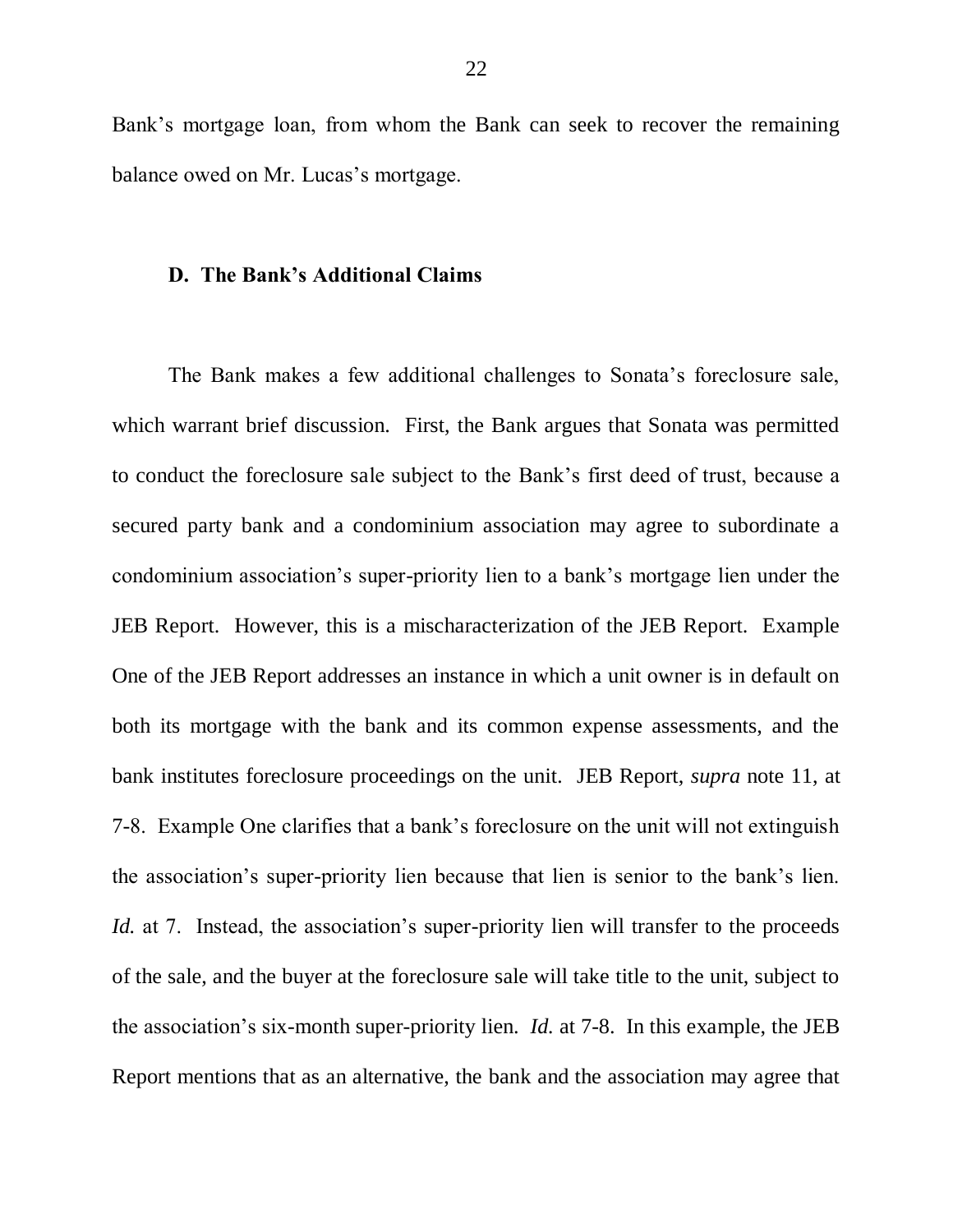Bank's mortgage loan, from whom the Bank can seek to recover the remaining balance owed on Mr. Lucas's mortgage.

### D. The Bank's Additional Claims

The Bank makes a few additional challenges to Sonata's foreclosure sale, which warrant brief discussion. First, the Bank argues that Sonata was permitted to conduct the foreclosure sale subject to the Bank's first deed of trust, because a secured party bank and a condominium association may agree to subordinate a condominium association's super-priority lien to a bank's mortgage lien under the JEB Report. However, this is a mischaracterization of the JEB Report. Example One of the JEB Report addresses an instance in which a unit owner is in default on both its mortgage with the bank and its common expense assessments, and the bank institutes foreclosure proceedings on the unit. JEB Report, *supra* note 11, at 7-8. Example One clarifies that a bank's foreclosure on the unit will not extinguish the association's super-priority lien because that lien is senior to the bank's lien. *Id.* at 7. Instead, the association's super-priority lien will transfer to the proceeds of the sale, and the buyer at the foreclosure sale will take title to the unit, subject to the association's six-month super-priority lien. *Id.* at 7-8. In this example, the JEB Report mentions that as an alternative, the bank and the association may agree that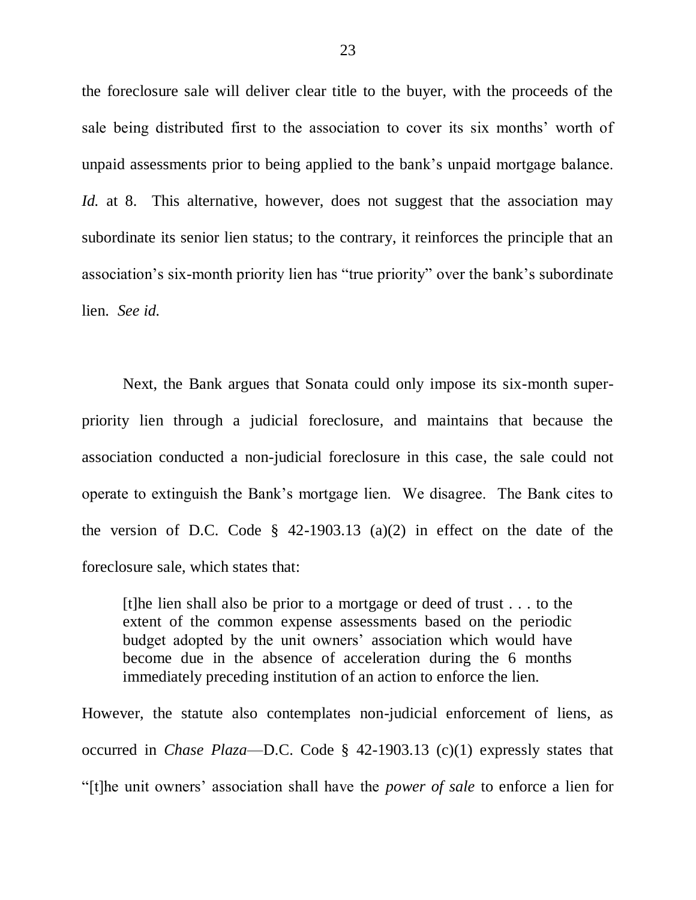the foreclosure sale will deliver clear title to the buyer, with the proceeds of the sale being distributed first to the association to cover its six months' worth of unpaid assessments prior to being applied to the bank's unpaid mortgage balance. *Id.* at 8. This alternative, however, does not suggest that the association may subordinate its senior lien status; to the contrary, it reinforces the principle that an association's six-month priority lien has "true priority" over the bank's subordinate lien. *See id.*

Next, the Bank argues that Sonata could only impose its six-month super-priority lien through a judicial foreclosure, and maintains that because the association conducted a non-judicial foreclosure in this case, the sale could not operate to extinguish the Bank's mortgage lien. We disagree. The Bank cites to the version of D.C. Code § 42-1903.13 (a)(2) in effect on the date of the foreclosure sale, which states that:

> [t]he lien shall also be prior to a mortgage or deed of trust . . . to the extent of the common expense assessments based on the periodic budget adopted by the unit owners' association which would have become due in the absence of acceleration during the 6 months immediately preceding institution of an action to enforce the lien.

However, the statute also contemplates non-judicial enforcement of liens, as occurred in *Chase Plaza*—D.C. Code § 42-1903.13 (c)(1) expressly states that "[t]he unit owners' association shall have the *power of sale* to enforce a lien for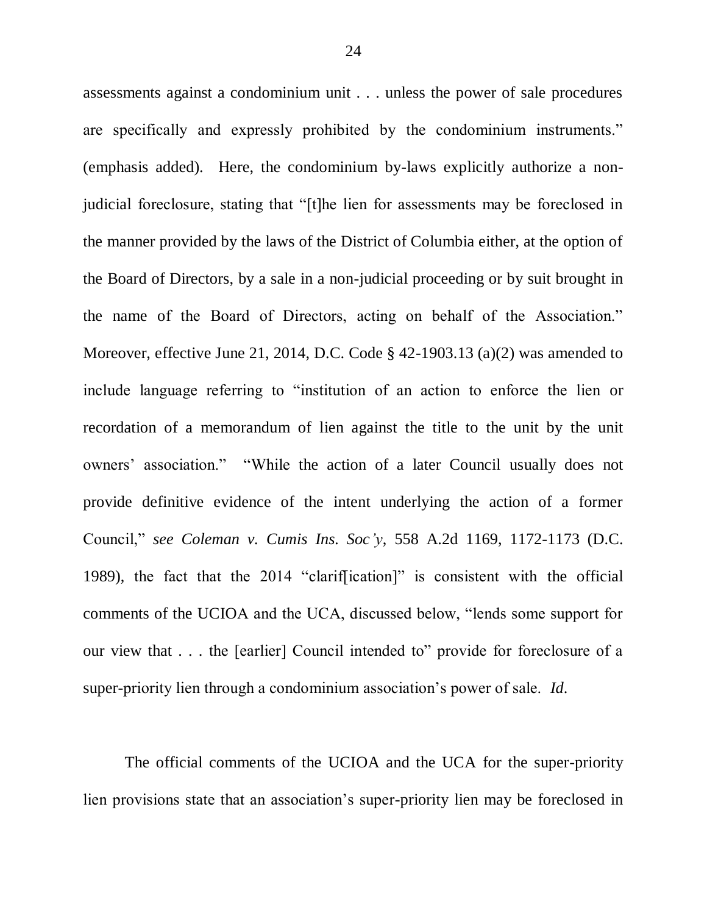assessments against a condominium unit . . . unless the power of sale procedures are specifically and expressly prohibited by the condominium instruments." (emphasis added). Here, the condominium by-laws explicitly authorize a non-judicial foreclosure, stating that "[t]he lien for assessments may be foreclosed in the manner provided by the laws of the District of Columbia either, at the option of the Board of Directors, by a sale in a non-judicial proceeding or by suit brought in the name of the Board of Directors, acting on behalf of the Association." Moreover, effective June 21, 2014, D.C. Code § 42-1903.13 (a)(2) was amended to include language referring to "institution of an action to enforce the lien or recordation of a memorandum of lien against the title to the unit by the unit owners' association." "While the action of a later Council usually does not provide definitive evidence of the intent underlying the action of a former Council," *see Coleman v. Cumis Ins. Soc'y*, 558 A.2d 1169, 1172-1173 (D.C. 1989), the fact that the 2014 "clarif[ication]" is consistent with the official comments of the UCIOA and the UCA, discussed below, "lends some support for our view that . . . the [earlier] Council intended to" provide for foreclosure of a super-priority lien through a condominium association's power of sale. *Id.*

The official comments of the UCIOA and the UCA for the super-priority lien provisions state that an association's super-priority lien may be foreclosed in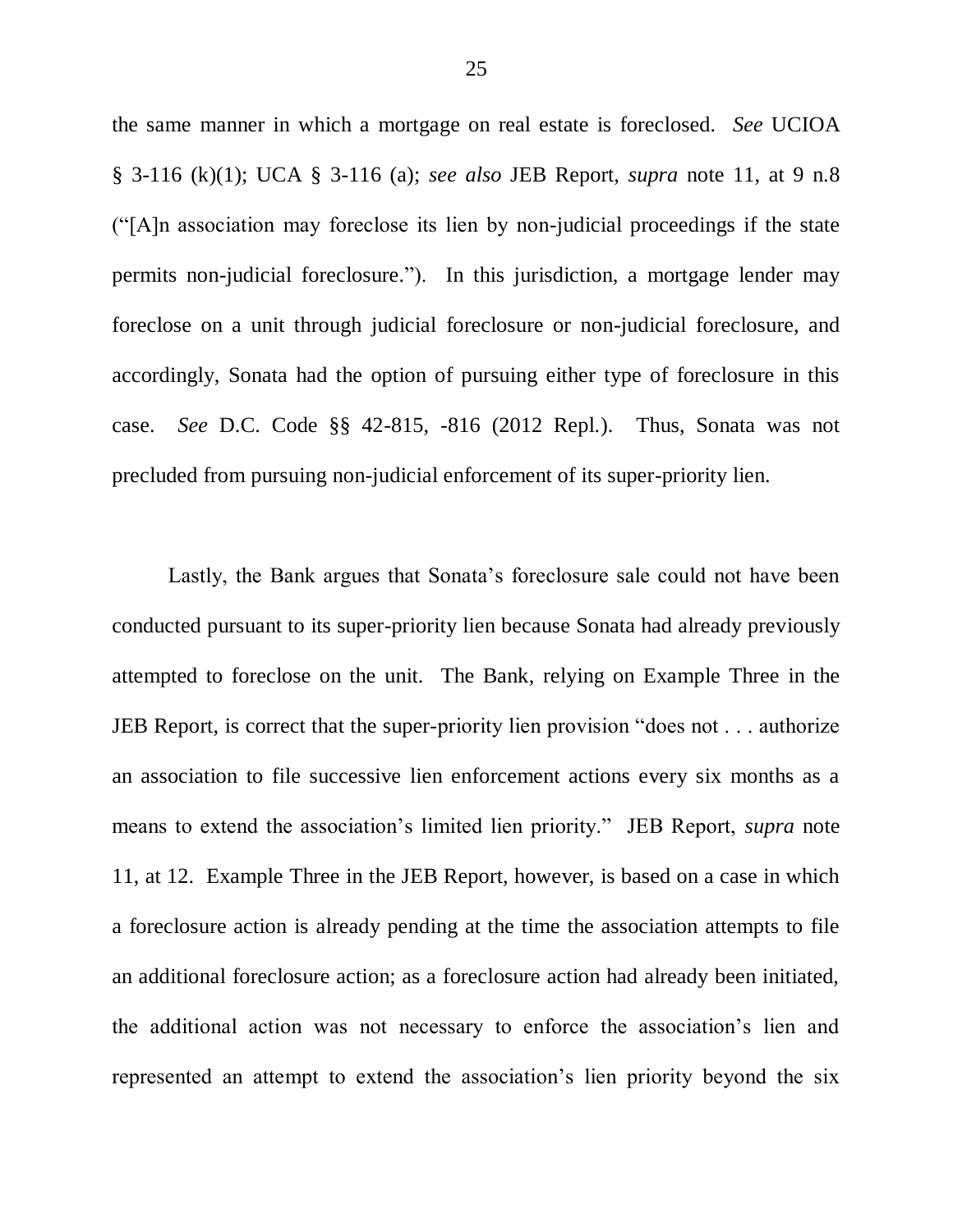the same manner in which a mortgage on real estate is foreclosed. *See* UCIOA § 3-116 (k)(1); UCA § 3-116 (a); *see also* JEB Report, *supra* note 11, at 9 n.8 ("[A]n association may foreclose its lien by non-judicial proceedings if the state permits non-judicial foreclosure."). In this jurisdiction, a mortgage lender may foreclose on a unit through judicial foreclosure or non-judicial foreclosure, and accordingly, Sonata had the option of pursuing either type of foreclosure in this case. *See* D.C. Code §§ 42-815, -816 (2012 Repl.). Thus, Sonata was not precluded from pursuing non-judicial enforcement of its super-priority lien.

Lastly, the Bank argues that Sonata's foreclosure sale could not have been conducted pursuant to its super-priority lien because Sonata had already previously attempted to foreclose on the unit. The Bank, relying on Example Three in the JEB Report, is correct that the super-priority lien provision "does not . . . authorize an association to file successive lien enforcement actions every six months as a means to extend the association's limited lien priority." JEB Report, *supra* note 11, at 12. Example Three in the JEB Report, however, is based on a case in which a foreclosure action is already pending at the time the association attempts to file an additional foreclosure action; as a foreclosure action had already been initiated, the additional action was not necessary to enforce the association's lien and represented an attempt to extend the association's lien priority beyond the six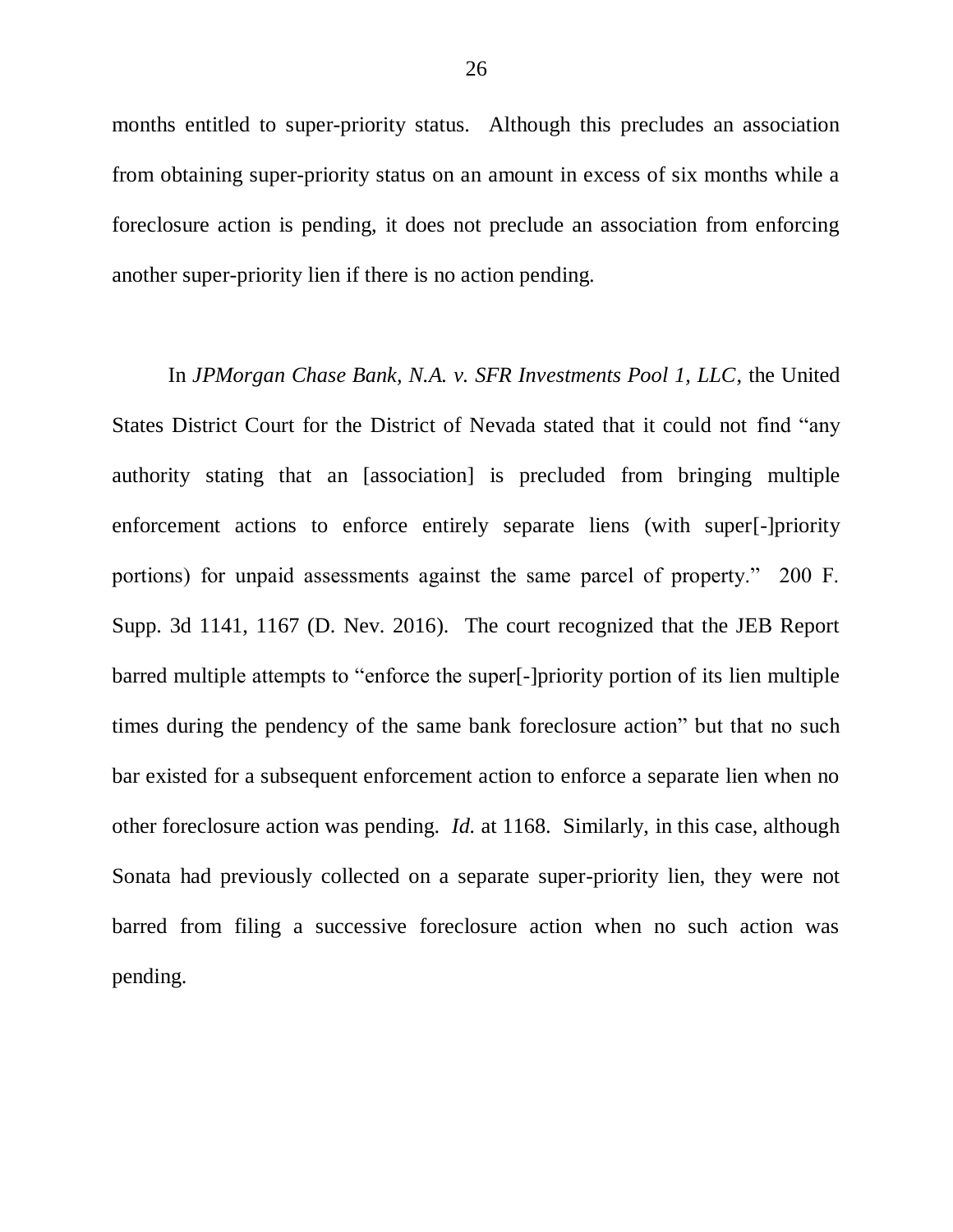months entitled to super-priority status. Although this precludes an association from obtaining super-priority status on an amount in excess of six months while a foreclosure action is pending, it does not preclude an association from enforcing another super-priority lien if there is no action pending.

In *JPMorgan Chase Bank, N.A. v. SFR Investments Pool 1, LLC*, the United States District Court for the District of Nevada stated that it could not find "any authority stating that an [association] is precluded from bringing multiple enforcement actions to enforce entirely separate liens (with super[-]priority portions) for unpaid assessments against the same parcel of property." 200 F. Supp. 3d 1141, 1167 (D. Nev. 2016). The court recognized that the JEB Report barred multiple attempts to "enforce the super[-]priority portion of its lien multiple times during the pendency of the same bank foreclosure action" but that no such bar existed for a subsequent enforcement action to enforce a separate lien when no other foreclosure action was pending. *Id.* at 1168. Similarly, in this case, although Sonata had previously collected on a separate super-priority lien, they were not barred from filing a successive foreclosure action when no such action was pending.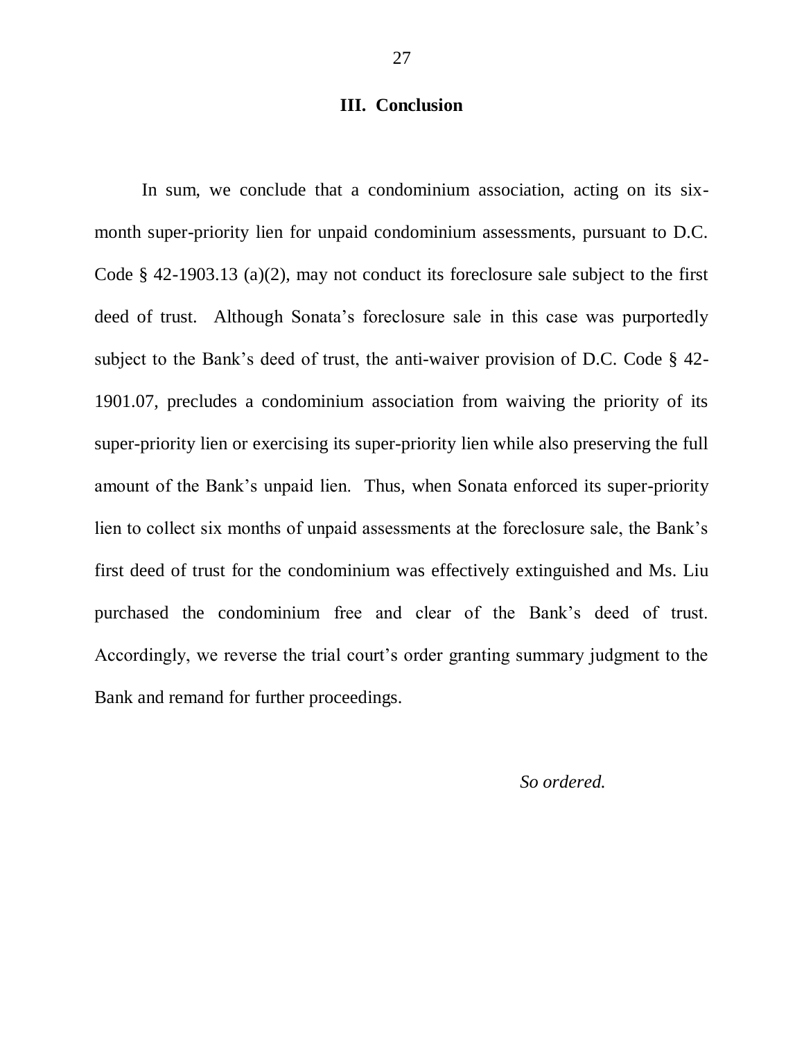## III. Conclusion

In sum, we conclude that a condominium association, acting on its six-month super-priority lien for unpaid condominium assessments, pursuant to D.C. Code § 42-1903.13 (a)(2), may not conduct its foreclosure sale subject to the first deed of trust. Although Sonata's foreclosure sale in this case was purportedly subject to the Bank's deed of trust, the anti-waiver provision of D.C. Code § 42-1901.07, precludes a condominium association from waiving the priority of its super-priority lien or exercising its super-priority lien while also preserving the full amount of the Bank's unpaid lien. Thus, when Sonata enforced its super-priority lien to collect six months of unpaid assessments at the foreclosure sale, the Bank's first deed of trust for the condominium was effectively extinguished and Ms. Liu purchased the condominium free and clear of the Bank's deed of trust. Accordingly, we reverse the trial court's order granting summary judgment to the Bank and remand for further proceedings.

*So ordered.*